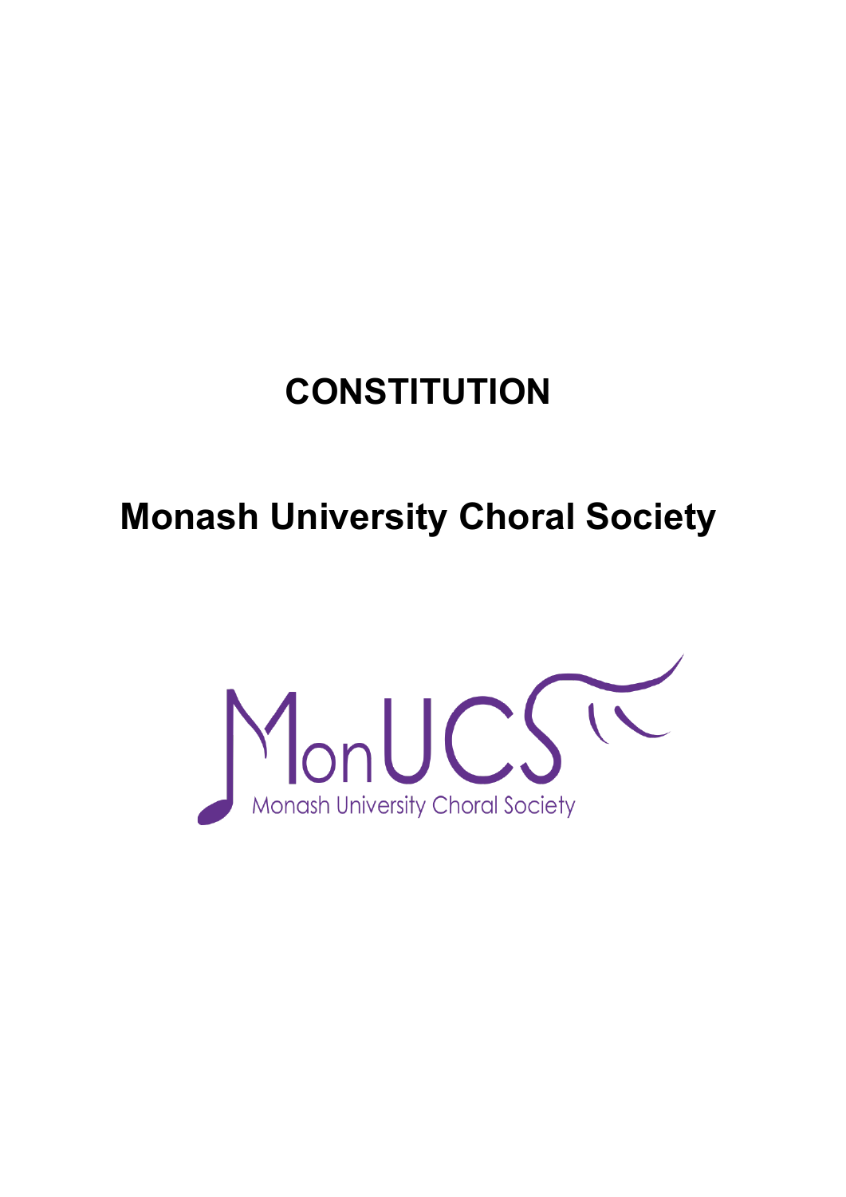# CONSTITUTION

# Monash University Choral Society

MonUCS

Monash University Choral Society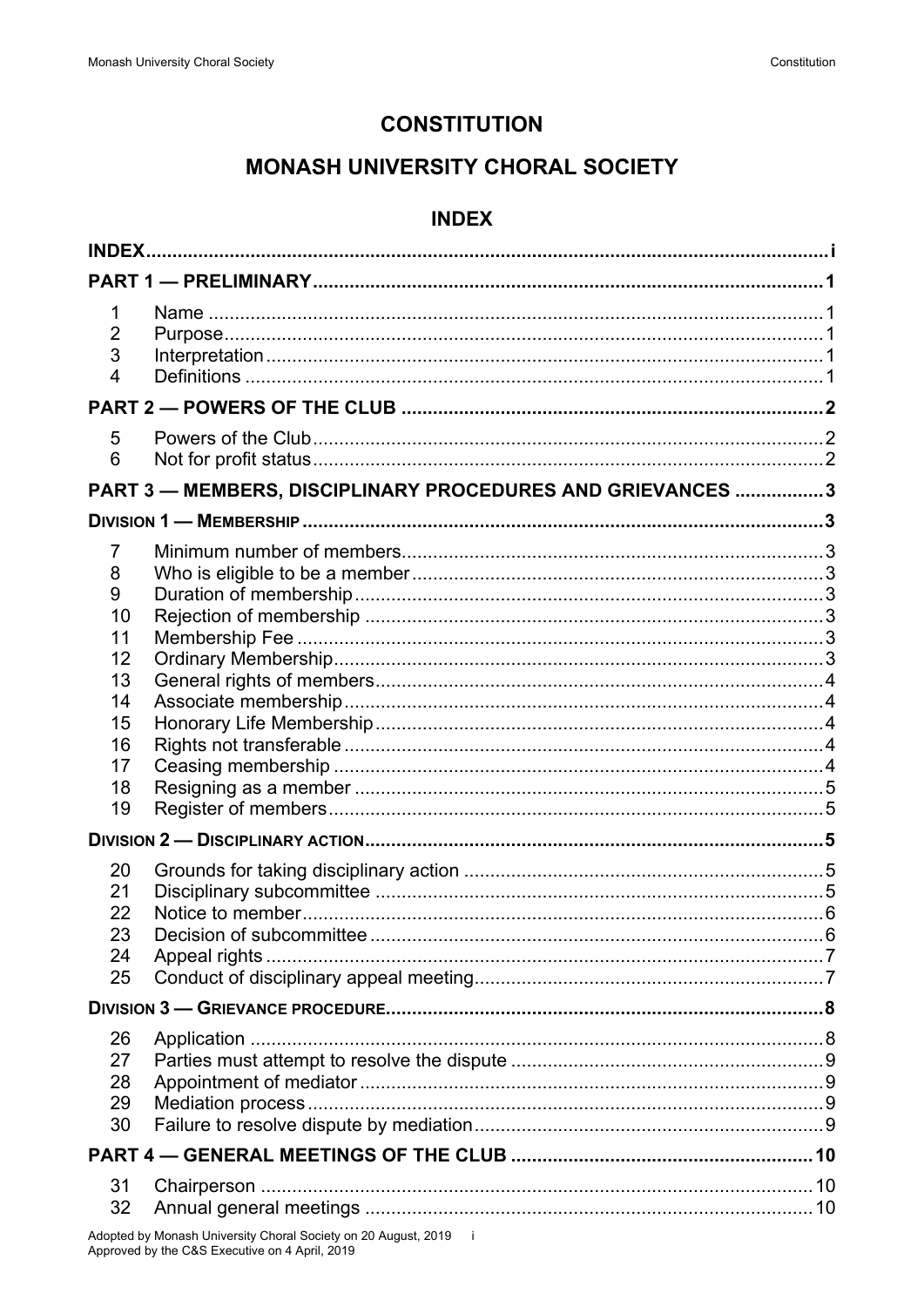# CONSTITUTION

# MONASH UNIVERSITY CHORAL SOCIETY

## INDEX

| | | |
|---|---|---|
| **INDEX** | | **i** |
| **PART 1 — PRELIMINARY** | | **1** |
| 1 | Name | 1 |
| 2 | Purpose | 1 |
| 3 | Interpretation | 1 |
| 4 | Definitions | 1 |
| **PART 2 — POWERS OF THE CLUB** | | **2** |
| 5 | Powers of the Club | 2 |
| 6 | Not for profit status | 2 |
| **PART 3 — MEMBERS, DISCIPLINARY PROCEDURES AND GRIEVANCES** | | **3** |
| **DIVISION 1 — MEMBERSHIP** | | **3** |
| 7 | Minimum number of members | 3 |
| 8 | Who is eligible to be a member | 3 |
| 9 | Duration of membership | 3 |
| 10 | Rejection of membership | 3 |
| 11 | Membership Fee | 3 |
| 12 | Ordinary Membership | 3 |
| 13 | General rights of members | 4 |
| 14 | Associate membership | 4 |
| 15 | Honorary Life Membership | 4 |
| 16 | Rights not transferable | 4 |
| 17 | Ceasing membership | 4 |
| 18 | Resigning as a member | 5 |
| 19 | Register of members | 5 |
| **DIVISION 2 — DISCIPLINARY ACTION** | | **5** |
| 20 | Grounds for taking disciplinary action | 5 |
| 21 | Disciplinary subcommittee | 5 |
| 22 | Notice to member | 6 |
| 23 | Decision of subcommittee | 6 |
| 24 | Appeal rights | 7 |
| 25 | Conduct of disciplinary appeal meeting | 7 |
| **DIVISION 3 — GRIEVANCE PROCEDURE** | | **8** |
| 26 | Application | 8 |
| 27 | Parties must attempt to resolve the dispute | 9 |
| 28 | Appointment of mediator | 9 |
| 29 | Mediation process | 9 |
| 30 | Failure to resolve dispute by mediation | 9 |
| **PART 4 — GENERAL MEETINGS OF THE CLUB** | | **10** |
| 31 | Chairperson | 10 |
| 32 | Annual general meetings | 10 |

Adopted by Monash University Choral Society on 20 August, 2019
Approved by the C&S Executive on 4 April, 2019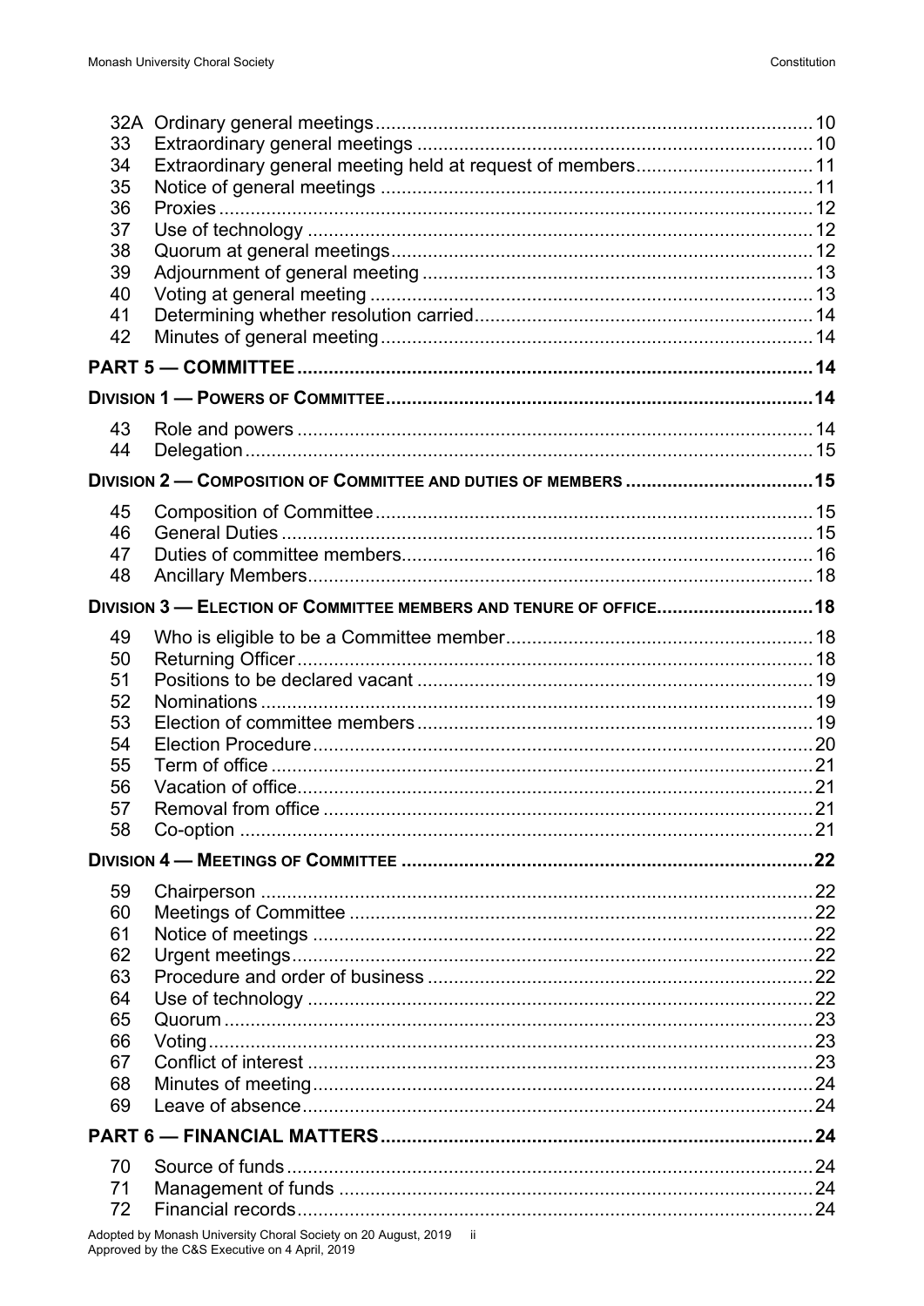| | | |
|---|---|---|
| 32A | Ordinary general meetings | 10 |
| 33 | Extraordinary general meetings | 10 |
| 34 | Extraordinary general meeting held at request of members | 11 |
| 35 | Notice of general meetings | 11 |
| 36 | Proxies | 12 |
| 37 | Use of technology | 12 |
| 38 | Quorum at general meetings | 12 |
| 39 | Adjournment of general meeting | 13 |
| 40 | Voting at general meeting | 13 |
| 41 | Determining whether resolution carried | 14 |
| 42 | Minutes of general meeting | 14 |

**PART 5 — COMMITTEE** .... 14

**DIVISION 1 — POWERS OF COMMITTEE** .... 14

| | | |
|---|---|---|
| 43 | Role and powers | 14 |
| 44 | Delegation | 15 |

**DIVISION 2 — COMPOSITION OF COMMITTEE AND DUTIES OF MEMBERS** .... 15

| | | |
|---|---|---|
| 45 | Composition of Committee | 15 |
| 46 | General Duties | 15 |
| 47 | Duties of committee members | 16 |
| 48 | Ancillary Members | 18 |

**DIVISION 3 — ELECTION OF COMMITTEE MEMBERS AND TENURE OF OFFICE** .... 18

| | | |
|---|---|---|
| 49 | Who is eligible to be a Committee member | 18 |
| 50 | Returning Officer | 18 |
| 51 | Positions to be declared vacant | 19 |
| 52 | Nominations | 19 |
| 53 | Election of committee members | 19 |
| 54 | Election Procedure | 20 |
| 55 | Term of office | 21 |
| 56 | Vacation of office | 21 |
| 57 | Removal from office | 21 |
| 58 | Co-option | 21 |

**DIVISION 4 — MEETINGS OF COMMITTEE** .... 22

| | | |
|---|---|---|
| 59 | Chairperson | 22 |
| 60 | Meetings of Committee | 22 |
| 61 | Notice of meetings | 22 |
| 62 | Urgent meetings | 22 |
| 63 | Procedure and order of business | 22 |
| 64 | Use of technology | 22 |
| 65 | Quorum | 23 |
| 66 | Voting | 23 |
| 67 | Conflict of interest | 23 |
| 68 | Minutes of meeting | 24 |
| 69 | Leave of absence | 24 |

**PART 6 — FINANCIAL MATTERS** .... 24

| | | |
|---|---|---|
| 70 | Source of funds | 24 |
| 71 | Management of funds | 24 |
| 72 | Financial records | 24 |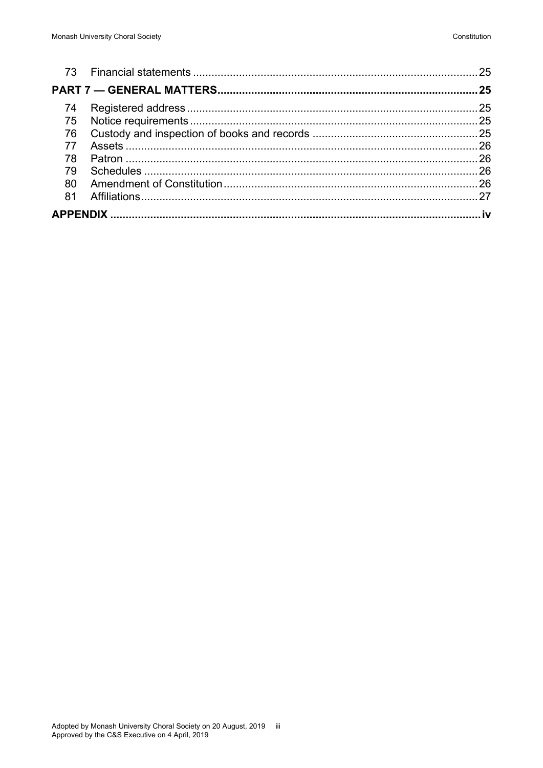| | | |
|---|---|---|
| 73 | Financial statements | 25 |
| **PART 7 — GENERAL MATTERS** | | **25** |
| 74 | Registered address | 25 |
| 75 | Notice requirements | 25 |
| 76 | Custody and inspection of books and records | 25 |
| 77 | Assets | 26 |
| 78 | Patron | 26 |
| 79 | Schedules | 26 |
| 80 | Amendment of Constitution | 26 |
| 81 | Affiliations | 27 |
| **APPENDIX** | | **iv** |

Adopted by Monash University Choral Society on 20 August, 2019
Approved by the C&S Executive on 4 April, 2019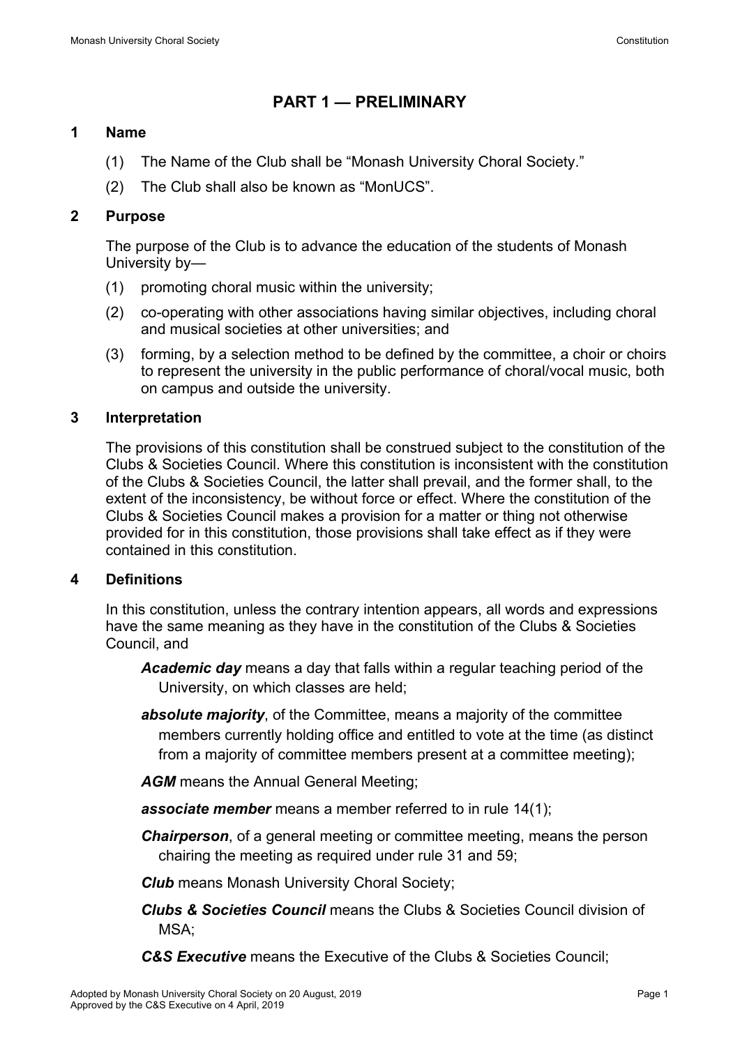# PART 1 — PRELIMINARY

## 1 Name

(1) The Name of the Club shall be “Monash University Choral Society.”

(2) The Club shall also be known as “MonUCS”.

## 2 Purpose

The purpose of the Club is to advance the education of the students of Monash University by—

(1) promoting choral music within the university;

(2) co-operating with other associations having similar objectives, including choral and musical societies at other universities; and

(3) forming, by a selection method to be defined by the committee, a choir or choirs to represent the university in the public performance of choral/vocal music, both on campus and outside the university.

## 3 Interpretation

The provisions of this constitution shall be construed subject to the constitution of the Clubs & Societies Council. Where this constitution is inconsistent with the constitution of the Clubs & Societies Council, the latter shall prevail, and the former shall, to the extent of the inconsistency, be without force or effect. Where the constitution of the Clubs & Societies Council makes a provision for a matter or thing not otherwise provided for in this constitution, those provisions shall take effect as if they were contained in this constitution.

## 4 Definitions

In this constitution, unless the contrary intention appears, all words and expressions have the same meaning as they have in the constitution of the Clubs & Societies Council, and

***Academic day*** means a day that falls within a regular teaching period of the University, on which classes are held;

***absolute majority***, of the Committee, means a majority of the committee members currently holding office and entitled to vote at the time (as distinct from a majority of committee members present at a committee meeting);

***AGM*** means the Annual General Meeting;

***associate member*** means a member referred to in rule 14(1);

***Chairperson***, of a general meeting or committee meeting, means the person chairing the meeting as required under rule 31 and 59;

***Club*** means Monash University Choral Society;

***Clubs & Societies Council*** means the Clubs & Societies Council division of MSA;

***C&S Executive*** means the Executive of the Clubs & Societies Council;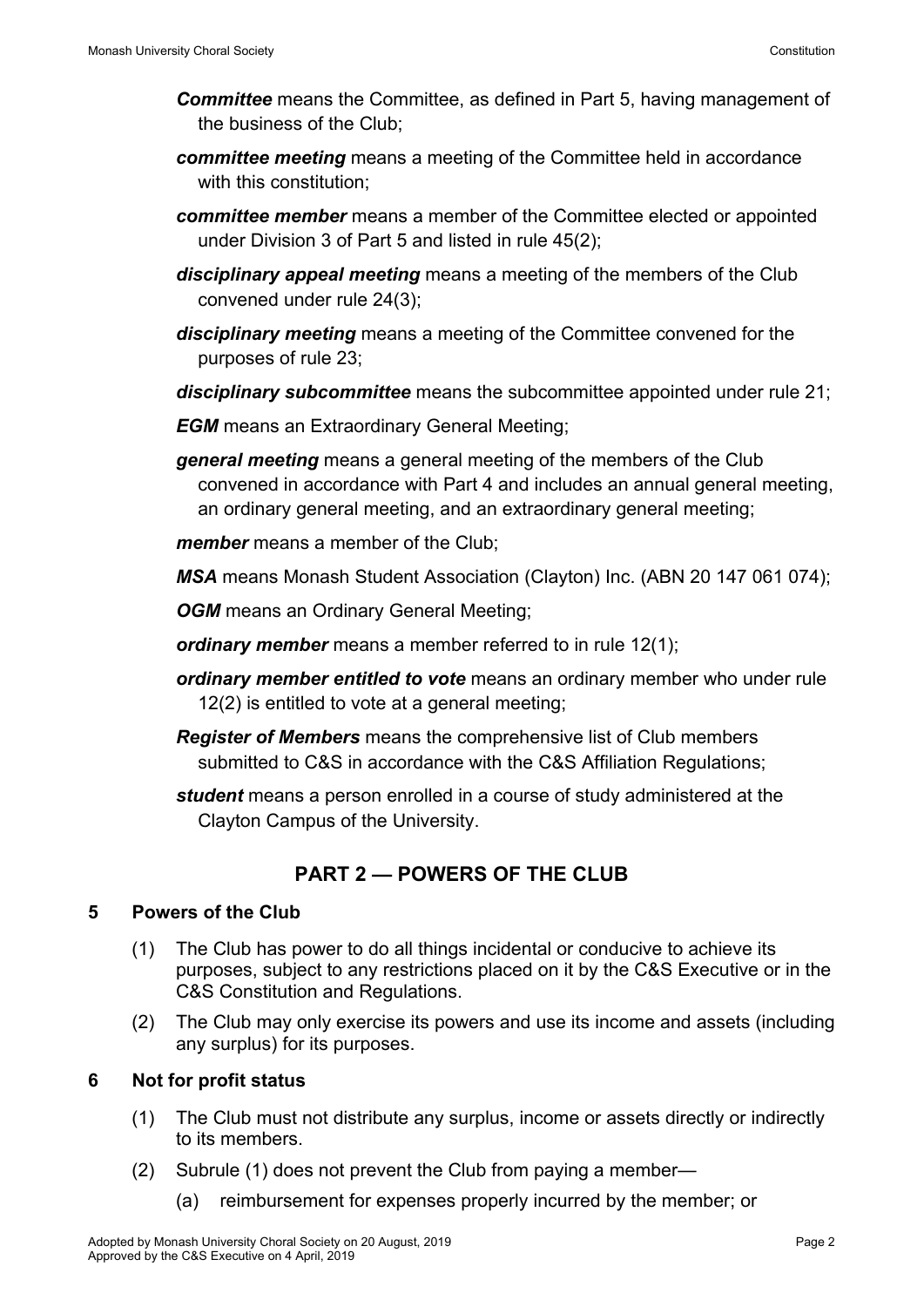***Committee*** means the Committee, as defined in Part 5, having management of the business of the Club;

***committee meeting*** means a meeting of the Committee held in accordance with this constitution;

***committee member*** means a member of the Committee elected or appointed under Division 3 of Part 5 and listed in rule 45(2);

***disciplinary appeal meeting*** means a meeting of the members of the Club convened under rule 24(3);

***disciplinary meeting*** means a meeting of the Committee convened for the purposes of rule 23;

***disciplinary subcommittee*** means the subcommittee appointed under rule 21;

***EGM*** means an Extraordinary General Meeting;

***general meeting*** means a general meeting of the members of the Club convened in accordance with Part 4 and includes an annual general meeting, an ordinary general meeting, and an extraordinary general meeting;

***member*** means a member of the Club;

***MSA*** means Monash Student Association (Clayton) Inc. (ABN 20 147 061 074);

***OGM*** means an Ordinary General Meeting;

***ordinary member*** means a member referred to in rule 12(1);

***ordinary member entitled to vote*** means an ordinary member who under rule 12(2) is entitled to vote at a general meeting;

***Register of Members*** means the comprehensive list of Club members submitted to C&S in accordance with the C&S Affiliation Regulations;

***student*** means a person enrolled in a course of study administered at the Clayton Campus of the University.

## PART 2 — POWERS OF THE CLUB

### 5 Powers of the Club

(1) The Club has power to do all things incidental or conducive to achieve its purposes, subject to any restrictions placed on it by the C&S Executive or in the C&S Constitution and Regulations.

(2) The Club may only exercise its powers and use its income and assets (including any surplus) for its purposes.

### 6 Not for profit status

(1) The Club must not distribute any surplus, income or assets directly or indirectly to its members.

(2) Subrule (1) does not prevent the Club from paying a member—

(a) reimbursement for expenses properly incurred by the member; or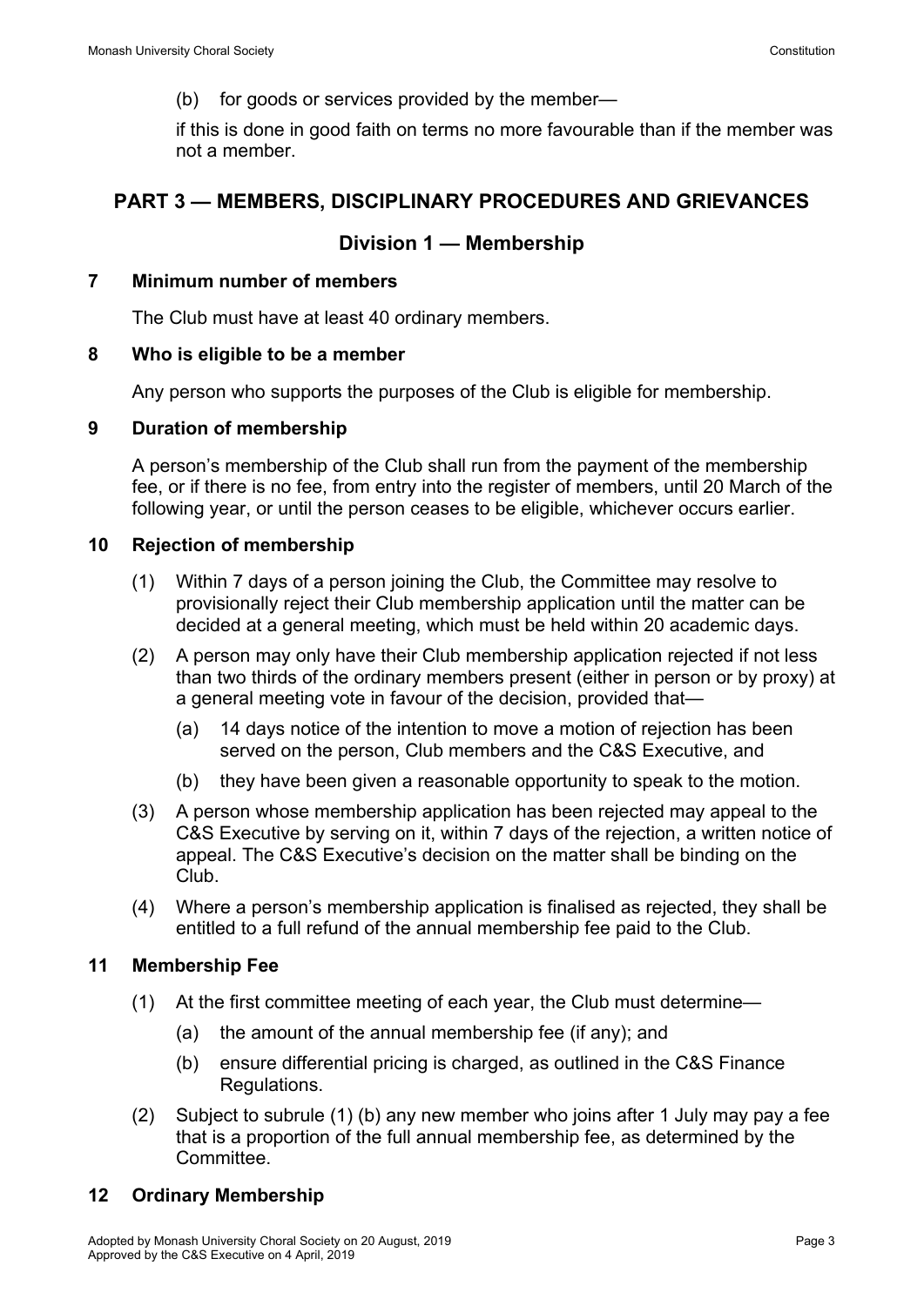(b) for goods or services provided by the member—

if this is done in good faith on terms no more favourable than if the member was not a member.

## PART 3 — MEMBERS, DISCIPLINARY PROCEDURES AND GRIEVANCES

### Division 1 — Membership

#### 7 Minimum number of members

The Club must have at least 40 ordinary members.

#### 8 Who is eligible to be a member

Any person who supports the purposes of the Club is eligible for membership.

#### 9 Duration of membership

A person's membership of the Club shall run from the payment of the membership fee, or if there is no fee, from entry into the register of members, until 20 March of the following year, or until the person ceases to be eligible, whichever occurs earlier.

#### 10 Rejection of membership

(1) Within 7 days of a person joining the Club, the Committee may resolve to provisionally reject their Club membership application until the matter can be decided at a general meeting, which must be held within 20 academic days.

(2) A person may only have their Club membership application rejected if not less than two thirds of the ordinary members present (either in person or by proxy) at a general meeting vote in favour of the decision, provided that—

- (a) 14 days notice of the intention to move a motion of rejection has been served on the person, Club members and the C&S Executive, and
- (b) they have been given a reasonable opportunity to speak to the motion.

(3) A person whose membership application has been rejected may appeal to the C&S Executive by serving on it, within 7 days of the rejection, a written notice of appeal. The C&S Executive's decision on the matter shall be binding on the Club.

(4) Where a person's membership application is finalised as rejected, they shall be entitled to a full refund of the annual membership fee paid to the Club.

#### 11 Membership Fee

(1) At the first committee meeting of each year, the Club must determine—

- (a) the amount of the annual membership fee (if any); and
- (b) ensure differential pricing is charged, as outlined in the C&S Finance Regulations.

(2) Subject to subrule (1) (b) any new member who joins after 1 July may pay a fee that is a proportion of the full annual membership fee, as determined by the Committee.

#### 12 Ordinary Membership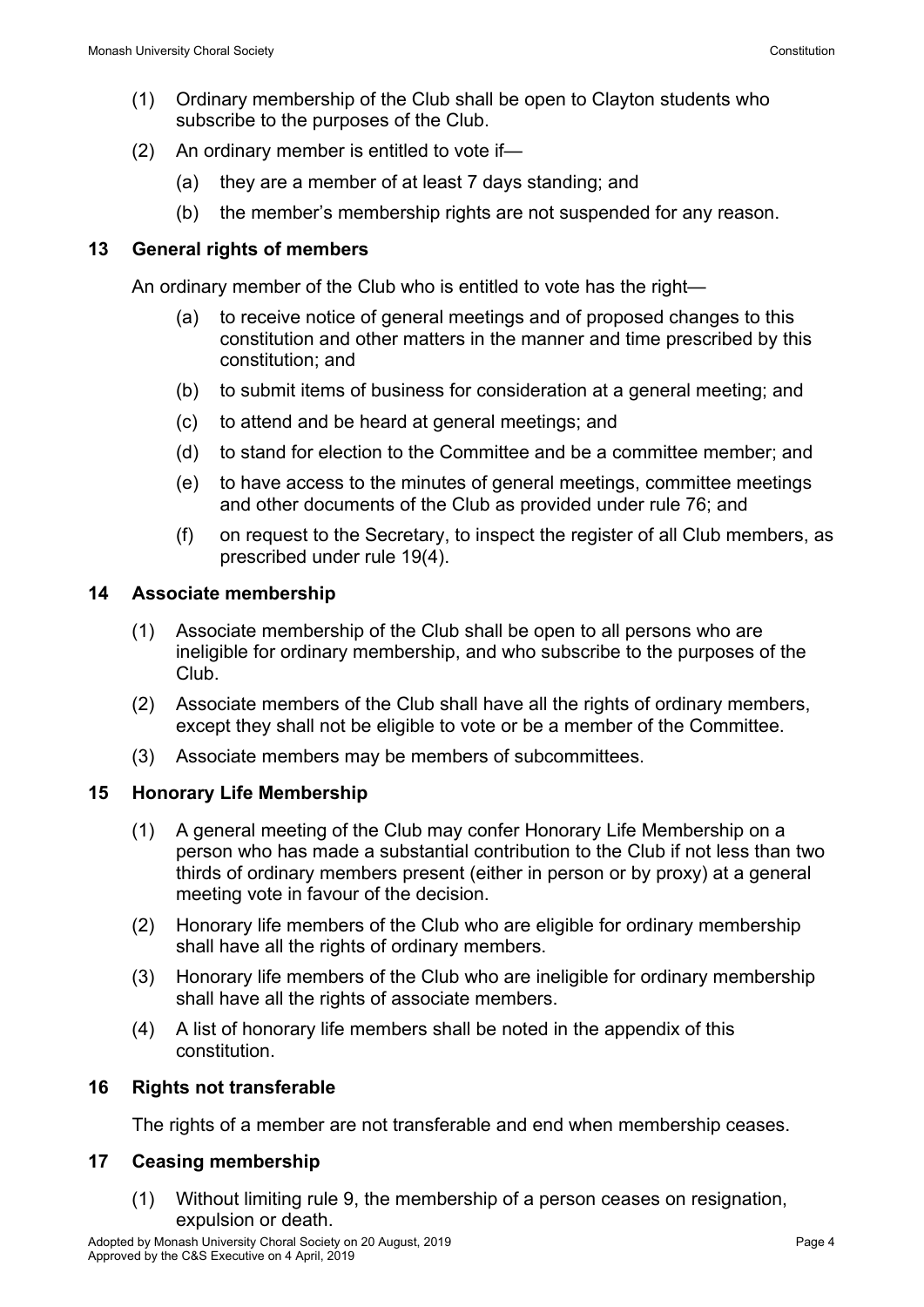(1) Ordinary membership of the Club shall be open to Clayton students who subscribe to the purposes of the Club.

(2) An ordinary member is entitled to vote if—

 (a) they are a member of at least 7 days standing; and

 (b) the member's membership rights are not suspended for any reason.

## 13 General rights of members

An ordinary member of the Club who is entitled to vote has the right—

 (a) to receive notice of general meetings and of proposed changes to this constitution and other matters in the manner and time prescribed by this constitution; and

 (b) to submit items of business for consideration at a general meeting; and

 (c) to attend and be heard at general meetings; and

 (d) to stand for election to the Committee and be a committee member; and

 (e) to have access to the minutes of general meetings, committee meetings and other documents of the Club as provided under rule 76; and

 (f) on request to the Secretary, to inspect the register of all Club members, as prescribed under rule 19(4).

## 14 Associate membership

(1) Associate membership of the Club shall be open to all persons who are ineligible for ordinary membership, and who subscribe to the purposes of the Club.

(2) Associate members of the Club shall have all the rights of ordinary members, except they shall not be eligible to vote or be a member of the Committee.

(3) Associate members may be members of subcommittees.

## 15 Honorary Life Membership

(1) A general meeting of the Club may confer Honorary Life Membership on a person who has made a substantial contribution to the Club if not less than two thirds of ordinary members present (either in person or by proxy) at a general meeting vote in favour of the decision.

(2) Honorary life members of the Club who are eligible for ordinary membership shall have all the rights of ordinary members.

(3) Honorary life members of the Club who are ineligible for ordinary membership shall have all the rights of associate members.

(4) A list of honorary life members shall be noted in the appendix of this constitution.

## 16 Rights not transferable

The rights of a member are not transferable and end when membership ceases.

## 17 Ceasing membership

(1) Without limiting rule 9, the membership of a person ceases on resignation, expulsion or death.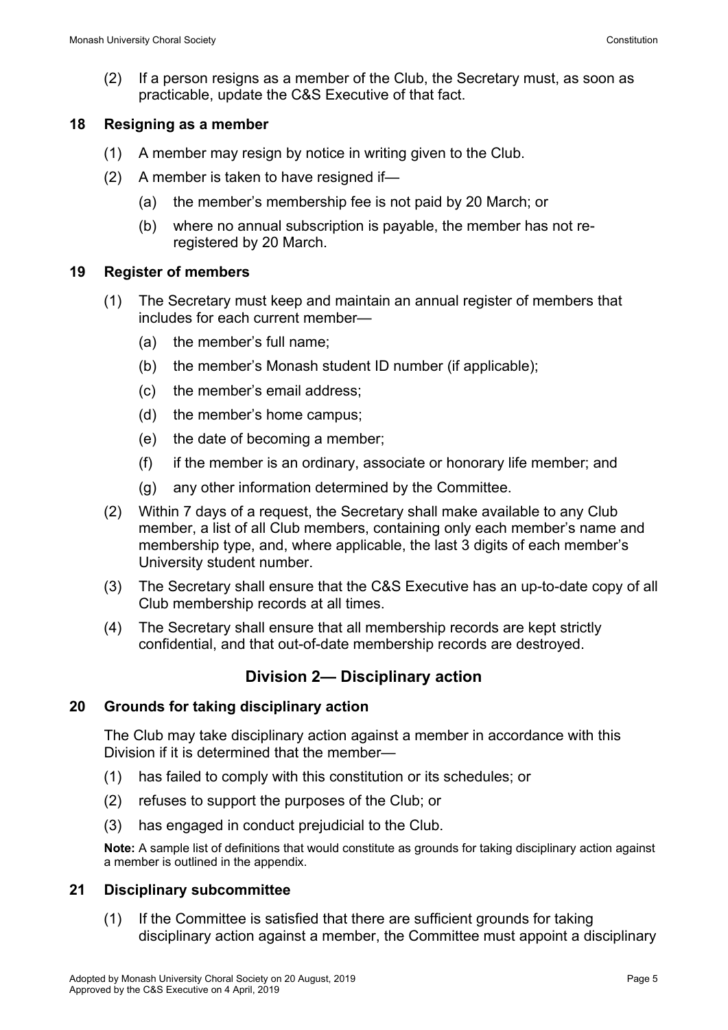(2) If a person resigns as a member of the Club, the Secretary must, as soon as practicable, update the C&S Executive of that fact.

### 18 Resigning as a member

(1) A member may resign by notice in writing given to the Club.

(2) A member is taken to have resigned if—

(a) the member's membership fee is not paid by 20 March; or

(b) where no annual subscription is payable, the member has not re-registered by 20 March.

### 19 Register of members

(1) The Secretary must keep and maintain an annual register of members that includes for each current member—

(a) the member's full name;

(b) the member's Monash student ID number (if applicable);

(c) the member's email address;

(d) the member's home campus;

(e) the date of becoming a member;

(f) if the member is an ordinary, associate or honorary life member; and

(g) any other information determined by the Committee.

(2) Within 7 days of a request, the Secretary shall make available to any Club member, a list of all Club members, containing only each member's name and membership type, and, where applicable, the last 3 digits of each member's University student number.

(3) The Secretary shall ensure that the C&S Executive has an up-to-date copy of all Club membership records at all times.

(4) The Secretary shall ensure that all membership records are kept strictly confidential, and that out-of-date membership records are destroyed.

## Division 2— Disciplinary action

### 20 Grounds for taking disciplinary action

The Club may take disciplinary action against a member in accordance with this Division if it is determined that the member—

(1) has failed to comply with this constitution or its schedules; or

(2) refuses to support the purposes of the Club; or

(3) has engaged in conduct prejudicial to the Club.

**Note:** A sample list of definitions that would constitute as grounds for taking disciplinary action against a member is outlined in the appendix.

### 21 Disciplinary subcommittee

(1) If the Committee is satisfied that there are sufficient grounds for taking disciplinary action against a member, the Committee must appoint a disciplinary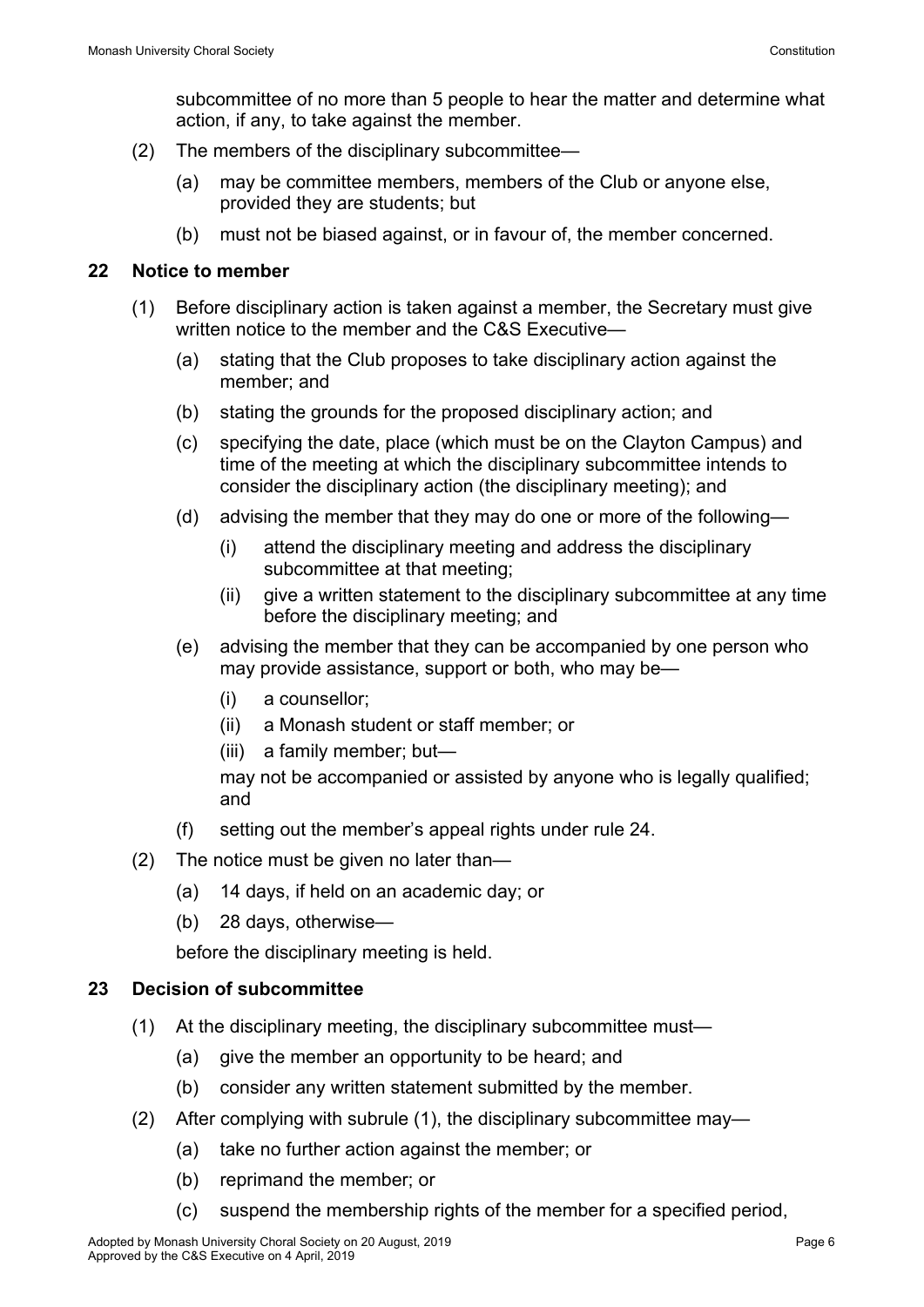subcommittee of no more than 5 people to hear the matter and determine what action, if any, to take against the member.

(2) The members of the disciplinary subcommittee—

(a) may be committee members, members of the Club or anyone else, provided they are students; but

(b) must not be biased against, or in favour of, the member concerned.

### 22 Notice to member

(1) Before disciplinary action is taken against a member, the Secretary must give written notice to the member and the C&S Executive—

(a) stating that the Club proposes to take disciplinary action against the member; and

(b) stating the grounds for the proposed disciplinary action; and

(c) specifying the date, place (which must be on the Clayton Campus) and time of the meeting at which the disciplinary subcommittee intends to consider the disciplinary action (the disciplinary meeting); and

(d) advising the member that they may do one or more of the following—

(i) attend the disciplinary meeting and address the disciplinary subcommittee at that meeting;

(ii) give a written statement to the disciplinary subcommittee at any time before the disciplinary meeting; and

(e) advising the member that they can be accompanied by one person who may provide assistance, support or both, who may be—

(i) a counsellor;

(ii) a Monash student or staff member; or

(iii) a family member; but—

may not be accompanied or assisted by anyone who is legally qualified; and

(f) setting out the member's appeal rights under rule 24.

(2) The notice must be given no later than—

(a) 14 days, if held on an academic day; or

(b) 28 days, otherwise—

before the disciplinary meeting is held.

### 23 Decision of subcommittee

(1) At the disciplinary meeting, the disciplinary subcommittee must—

(a) give the member an opportunity to be heard; and

(b) consider any written statement submitted by the member.

(2) After complying with subrule (1), the disciplinary subcommittee may—

(a) take no further action against the member; or

(b) reprimand the member; or

(c) suspend the membership rights of the member for a specified period,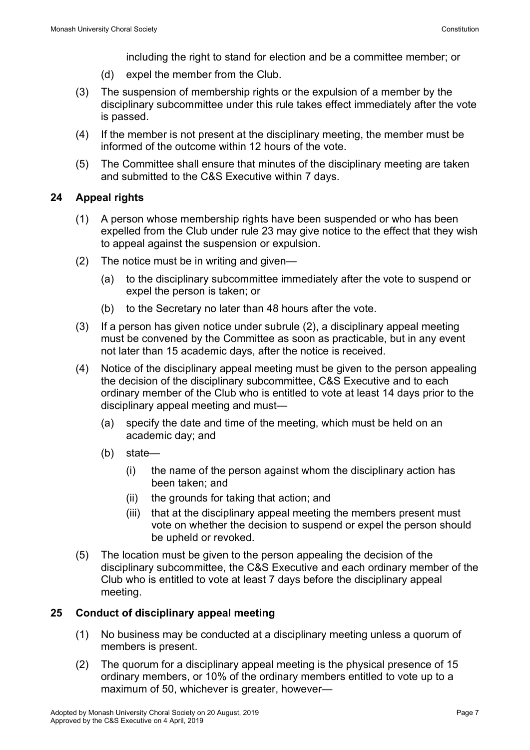including the right to stand for election and be a committee member; or

(d) expel the member from the Club.

(3) The suspension of membership rights or the expulsion of a member by the disciplinary subcommittee under this rule takes effect immediately after the vote is passed.

(4) If the member is not present at the disciplinary meeting, the member must be informed of the outcome within 12 hours of the vote.

(5) The Committee shall ensure that minutes of the disciplinary meeting are taken and submitted to the C&S Executive within 7 days.

## 24 Appeal rights

(1) A person whose membership rights have been suspended or who has been expelled from the Club under rule 23 may give notice to the effect that they wish to appeal against the suspension or expulsion.

(2) The notice must be in writing and given—

  (a) to the disciplinary subcommittee immediately after the vote to suspend or expel the person is taken; or

  (b) to the Secretary no later than 48 hours after the vote.

(3) If a person has given notice under subrule (2), a disciplinary appeal meeting must be convened by the Committee as soon as practicable, but in any event not later than 15 academic days, after the notice is received.

(4) Notice of the disciplinary appeal meeting must be given to the person appealing the decision of the disciplinary subcommittee, C&S Executive and to each ordinary member of the Club who is entitled to vote at least 14 days prior to the disciplinary appeal meeting and must—

  (a) specify the date and time of the meeting, which must be held on an academic day; and

  (b) state—

    (i) the name of the person against whom the disciplinary action has been taken; and

    (ii) the grounds for taking that action; and

    (iii) that at the disciplinary appeal meeting the members present must vote on whether the decision to suspend or expel the person should be upheld or revoked.

(5) The location must be given to the person appealing the decision of the disciplinary subcommittee, the C&S Executive and each ordinary member of the Club who is entitled to vote at least 7 days before the disciplinary appeal meeting.

## 25 Conduct of disciplinary appeal meeting

(1) No business may be conducted at a disciplinary meeting unless a quorum of members is present.

(2) The quorum for a disciplinary appeal meeting is the physical presence of 15 ordinary members, or 10% of the ordinary members entitled to vote up to a maximum of 50, whichever is greater, however—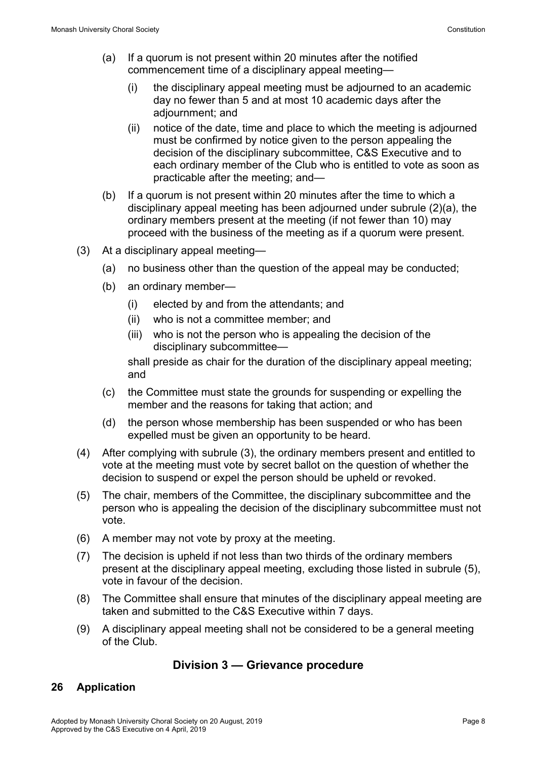(a) If a quorum is not present within 20 minutes after the notified commencement time of a disciplinary appeal meeting—

   (i) the disciplinary appeal meeting must be adjourned to an academic day no fewer than 5 and at most 10 academic days after the adjournment; and

   (ii) notice of the date, time and place to which the meeting is adjourned must be confirmed by notice given to the person appealing the decision of the disciplinary subcommittee, C&S Executive and to each ordinary member of the Club who is entitled to vote as soon as practicable after the meeting; and—

(b) If a quorum is not present within 20 minutes after the time to which a disciplinary appeal meeting has been adjourned under subrule (2)(a), the ordinary members present at the meeting (if not fewer than 10) may proceed with the business of the meeting as if a quorum were present.

(3) At a disciplinary appeal meeting—

   (a) no business other than the question of the appeal may be conducted;

   (b) an ordinary member—

      (i) elected by and from the attendants; and

      (ii) who is not a committee member; and

      (iii) who is not the person who is appealing the decision of the disciplinary subcommittee—

      shall preside as chair for the duration of the disciplinary appeal meeting; and

   (c) the Committee must state the grounds for suspending or expelling the member and the reasons for taking that action; and

   (d) the person whose membership has been suspended or who has been expelled must be given an opportunity to be heard.

(4) After complying with subrule (3), the ordinary members present and entitled to vote at the meeting must vote by secret ballot on the question of whether the decision to suspend or expel the person should be upheld or revoked.

(5) The chair, members of the Committee, the disciplinary subcommittee and the person who is appealing the decision of the disciplinary subcommittee must not vote.

(6) A member may not vote by proxy at the meeting.

(7) The decision is upheld if not less than two thirds of the ordinary members present at the disciplinary appeal meeting, excluding those listed in subrule (5), vote in favour of the decision.

(8) The Committee shall ensure that minutes of the disciplinary appeal meeting are taken and submitted to the C&S Executive within 7 days.

(9) A disciplinary appeal meeting shall not be considered to be a general meeting of the Club.

## Division 3 — Grievance procedure

### 26 Application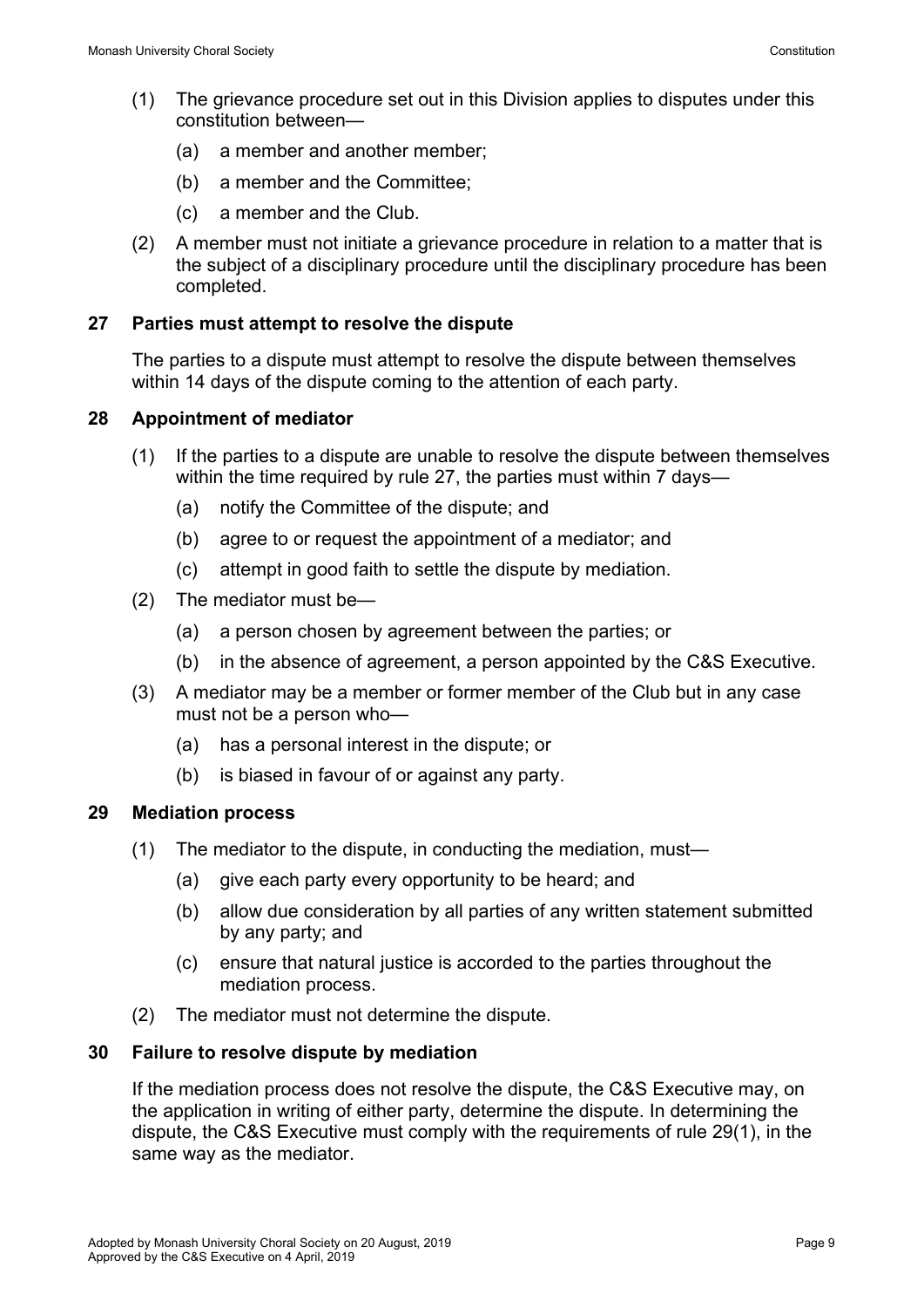(1) The grievance procedure set out in this Division applies to disputes under this constitution between—

(a) a member and another member;

(b) a member and the Committee;

(c) a member and the Club.

(2) A member must not initiate a grievance procedure in relation to a matter that is the subject of a disciplinary procedure until the disciplinary procedure has been completed.

### 27 Parties must attempt to resolve the dispute

The parties to a dispute must attempt to resolve the dispute between themselves within 14 days of the dispute coming to the attention of each party.

### 28 Appointment of mediator

(1) If the parties to a dispute are unable to resolve the dispute between themselves within the time required by rule 27, the parties must within 7 days—

(a) notify the Committee of the dispute; and

(b) agree to or request the appointment of a mediator; and

(c) attempt in good faith to settle the dispute by mediation.

(2) The mediator must be—

(a) a person chosen by agreement between the parties; or

(b) in the absence of agreement, a person appointed by the C&S Executive.

(3) A mediator may be a member or former member of the Club but in any case must not be a person who—

(a) has a personal interest in the dispute; or

(b) is biased in favour of or against any party.

### 29 Mediation process

(1) The mediator to the dispute, in conducting the mediation, must—

(a) give each party every opportunity to be heard; and

(b) allow due consideration by all parties of any written statement submitted by any party; and

(c) ensure that natural justice is accorded to the parties throughout the mediation process.

(2) The mediator must not determine the dispute.

### 30 Failure to resolve dispute by mediation

If the mediation process does not resolve the dispute, the C&S Executive may, on the application in writing of either party, determine the dispute. In determining the dispute, the C&S Executive must comply with the requirements of rule 29(1), in the same way as the mediator.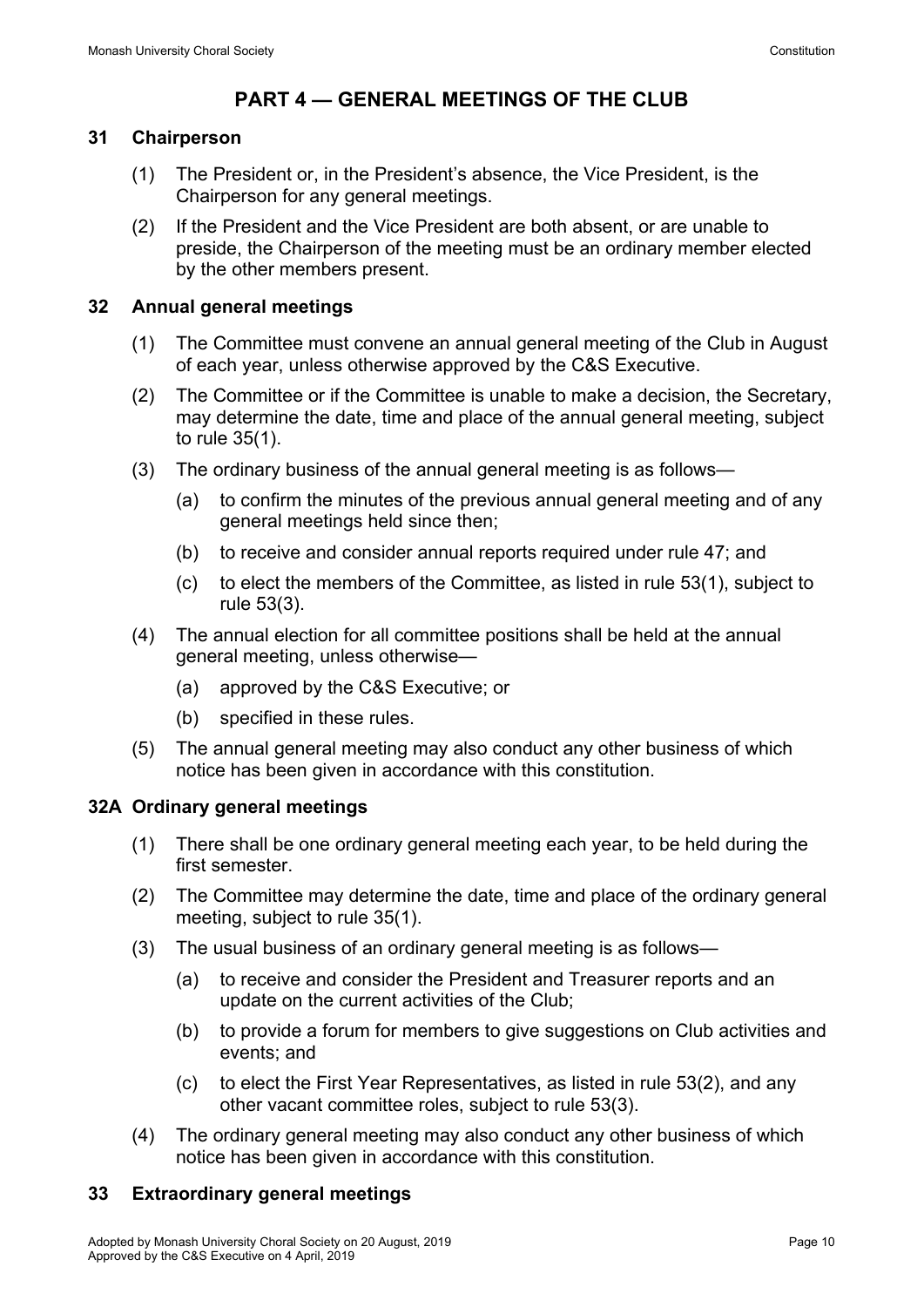# PART 4 — GENERAL MEETINGS OF THE CLUB

## 31 Chairperson

(1) The President or, in the President's absence, the Vice President, is the Chairperson for any general meetings.

(2) If the President and the Vice President are both absent, or are unable to preside, the Chairperson of the meeting must be an ordinary member elected by the other members present.

## 32 Annual general meetings

(1) The Committee must convene an annual general meeting of the Club in August of each year, unless otherwise approved by the C&S Executive.

(2) The Committee or if the Committee is unable to make a decision, the Secretary, may determine the date, time and place of the annual general meeting, subject to rule 35(1).

(3) The ordinary business of the annual general meeting is as follows—

- (a) to confirm the minutes of the previous annual general meeting and of any general meetings held since then;
- (b) to receive and consider annual reports required under rule 47; and
- (c) to elect the members of the Committee, as listed in rule 53(1), subject to rule 53(3).

(4) The annual election for all committee positions shall be held at the annual general meeting, unless otherwise—

- (a) approved by the C&S Executive; or
- (b) specified in these rules.

(5) The annual general meeting may also conduct any other business of which notice has been given in accordance with this constitution.

## 32A Ordinary general meetings

(1) There shall be one ordinary general meeting each year, to be held during the first semester.

(2) The Committee may determine the date, time and place of the ordinary general meeting, subject to rule 35(1).

(3) The usual business of an ordinary general meeting is as follows—

- (a) to receive and consider the President and Treasurer reports and an update on the current activities of the Club;
- (b) to provide a forum for members to give suggestions on Club activities and events; and
- (c) to elect the First Year Representatives, as listed in rule 53(2), and any other vacant committee roles, subject to rule 53(3).

(4) The ordinary general meeting may also conduct any other business of which notice has been given in accordance with this constitution.

## 33 Extraordinary general meetings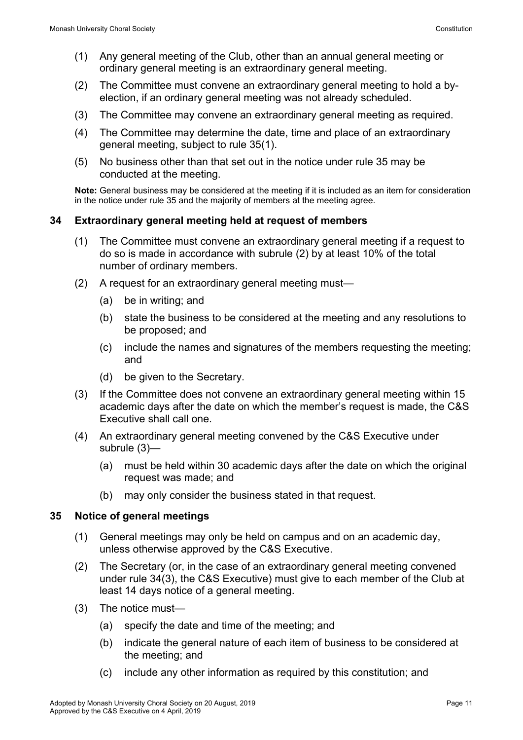(1) Any general meeting of the Club, other than an annual general meeting or ordinary general meeting is an extraordinary general meeting.

(2) The Committee must convene an extraordinary general meeting to hold a by-election, if an ordinary general meeting was not already scheduled.

(3) The Committee may convene an extraordinary general meeting as required.

(4) The Committee may determine the date, time and place of an extraordinary general meeting, subject to rule 35(1).

(5) No business other than that set out in the notice under rule 35 may be conducted at the meeting.

**Note:** General business may be considered at the meeting if it is included as an item for consideration in the notice under rule 35 and the majority of members at the meeting agree.

## 34 Extraordinary general meeting held at request of members

(1) The Committee must convene an extraordinary general meeting if a request to do so is made in accordance with subrule (2) by at least 10% of the total number of ordinary members.

(2) A request for an extraordinary general meeting must—

   (a) be in writing; and

   (b) state the business to be considered at the meeting and any resolutions to be proposed; and

   (c) include the names and signatures of the members requesting the meeting; and

   (d) be given to the Secretary.

(3) If the Committee does not convene an extraordinary general meeting within 15 academic days after the date on which the member's request is made, the C&S Executive shall call one.

(4) An extraordinary general meeting convened by the C&S Executive under subrule (3)—

   (a) must be held within 30 academic days after the date on which the original request was made; and

   (b) may only consider the business stated in that request.

## 35 Notice of general meetings

(1) General meetings may only be held on campus and on an academic day, unless otherwise approved by the C&S Executive.

(2) The Secretary (or, in the case of an extraordinary general meeting convened under rule 34(3), the C&S Executive) must give to each member of the Club at least 14 days notice of a general meeting.

(3) The notice must—

   (a) specify the date and time of the meeting; and

   (b) indicate the general nature of each item of business to be considered at the meeting; and

   (c) include any other information as required by this constitution; and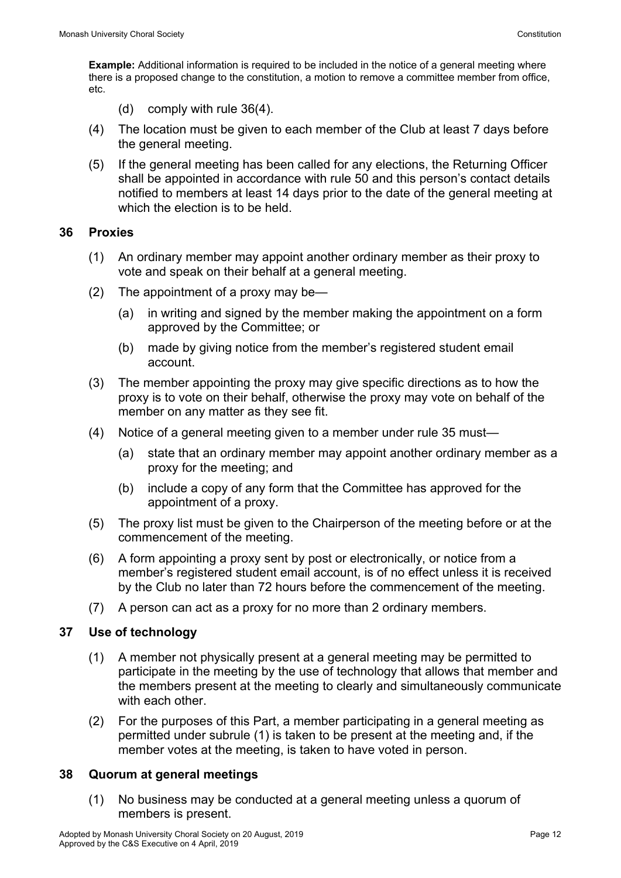**Example:** Additional information is required to be included in the notice of a general meeting where there is a proposed change to the constitution, a motion to remove a committee member from office, etc.

(d) comply with rule 36(4).

(4) The location must be given to each member of the Club at least 7 days before the general meeting.

(5) If the general meeting has been called for any elections, the Returning Officer shall be appointed in accordance with rule 50 and this person's contact details notified to members at least 14 days prior to the date of the general meeting at which the election is to be held.

## 36 Proxies

(1) An ordinary member may appoint another ordinary member as their proxy to vote and speak on their behalf at a general meeting.

(2) The appointment of a proxy may be—

(a) in writing and signed by the member making the appointment on a form approved by the Committee; or

(b) made by giving notice from the member's registered student email account.

(3) The member appointing the proxy may give specific directions as to how the proxy is to vote on their behalf, otherwise the proxy may vote on behalf of the member on any matter as they see fit.

(4) Notice of a general meeting given to a member under rule 35 must—

(a) state that an ordinary member may appoint another ordinary member as a proxy for the meeting; and

(b) include a copy of any form that the Committee has approved for the appointment of a proxy.

(5) The proxy list must be given to the Chairperson of the meeting before or at the commencement of the meeting.

(6) A form appointing a proxy sent by post or electronically, or notice from a member's registered student email account, is of no effect unless it is received by the Club no later than 72 hours before the commencement of the meeting.

(7) A person can act as a proxy for no more than 2 ordinary members.

## 37 Use of technology

(1) A member not physically present at a general meeting may be permitted to participate in the meeting by the use of technology that allows that member and the members present at the meeting to clearly and simultaneously communicate with each other.

(2) For the purposes of this Part, a member participating in a general meeting as permitted under subrule (1) is taken to be present at the meeting and, if the member votes at the meeting, is taken to have voted in person.

## 38 Quorum at general meetings

(1) No business may be conducted at a general meeting unless a quorum of members is present.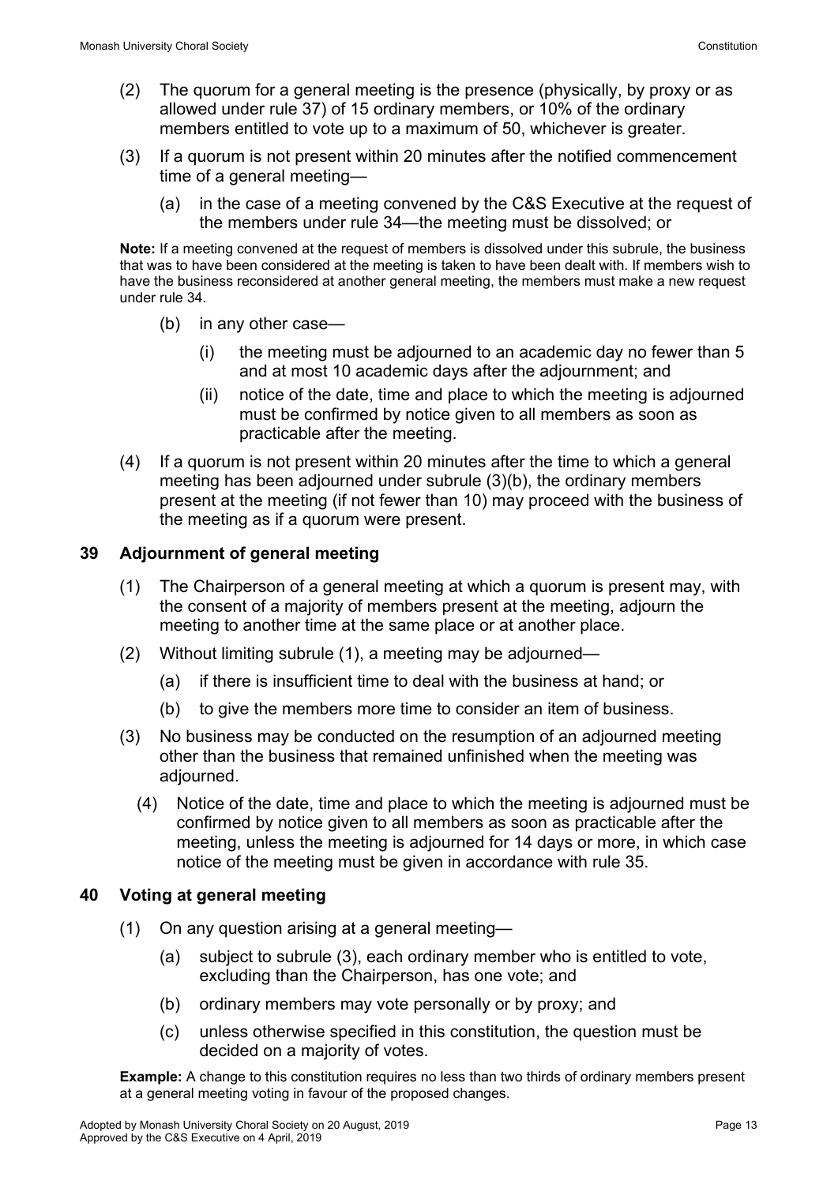(2) The quorum for a general meeting is the presence (physically, by proxy or as allowed under rule 37) of 15 ordinary members, or 10% of the ordinary members entitled to vote up to a maximum of 50, whichever is greater.

(3) If a quorum is not present within 20 minutes after the notified commencement time of a general meeting—

(a) in the case of a meeting convened by the C&S Executive at the request of the members under rule 34—the meeting must be dissolved; or

**Note:** If a meeting convened at the request of members is dissolved under this subrule, the business that was to have been considered at the meeting is taken to have been dealt with. If members wish to have the business reconsidered at another general meeting, the members must make a new request under rule 34.

(b) in any other case—

(i) the meeting must be adjourned to an academic day no fewer than 5 and at most 10 academic days after the adjournment; and

(ii) notice of the date, time and place to which the meeting is adjourned must be confirmed by notice given to all members as soon as practicable after the meeting.

(4) If a quorum is not present within 20 minutes after the time to which a general meeting has been adjourned under subrule (3)(b), the ordinary members present at the meeting (if not fewer than 10) may proceed with the business of the meeting as if a quorum were present.

## 39 Adjournment of general meeting

(1) The Chairperson of a general meeting at which a quorum is present may, with the consent of a majority of members present at the meeting, adjourn the meeting to another time at the same place or at another place.

(2) Without limiting subrule (1), a meeting may be adjourned—

(a) if there is insufficient time to deal with the business at hand; or

(b) to give the members more time to consider an item of business.

(3) No business may be conducted on the resumption of an adjourned meeting other than the business that remained unfinished when the meeting was adjourned.

(4) Notice of the date, time and place to which the meeting is adjourned must be confirmed by notice given to all members as soon as practicable after the meeting, unless the meeting is adjourned for 14 days or more, in which case notice of the meeting must be given in accordance with rule 35.

## 40 Voting at general meeting

(1) On any question arising at a general meeting—

(a) subject to subrule (3), each ordinary member who is entitled to vote, excluding than the Chairperson, has one vote; and

(b) ordinary members may vote personally or by proxy; and

(c) unless otherwise specified in this constitution, the question must be decided on a majority of votes.

**Example:** A change to this constitution requires no less than two thirds of ordinary members present at a general meeting voting in favour of the proposed changes.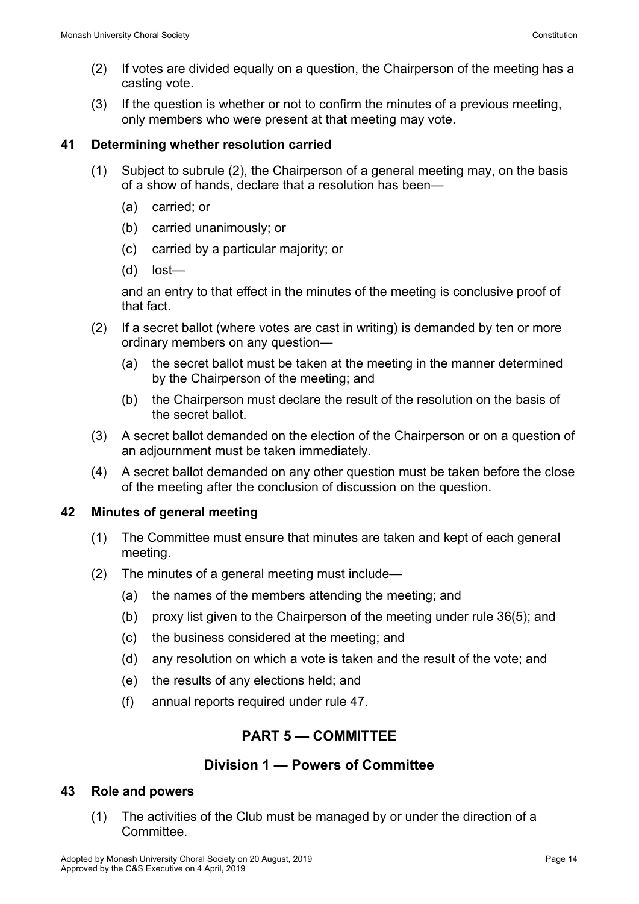(2) If votes are divided equally on a question, the Chairperson of the meeting has a casting vote.

(3) If the question is whether or not to confirm the minutes of a previous meeting, only members who were present at that meeting may vote.

### 41 Determining whether resolution carried

(1) Subject to subrule (2), the Chairperson of a general meeting may, on the basis of a show of hands, declare that a resolution has been—

(a) carried; or

(b) carried unanimously; or

(c) carried by a particular majority; or

(d) lost—

and an entry to that effect in the minutes of the meeting is conclusive proof of that fact.

(2) If a secret ballot (where votes are cast in writing) is demanded by ten or more ordinary members on any question—

(a) the secret ballot must be taken at the meeting in the manner determined by the Chairperson of the meeting; and

(b) the Chairperson must declare the result of the resolution on the basis of the secret ballot.

(3) A secret ballot demanded on the election of the Chairperson or on a question of an adjournment must be taken immediately.

(4) A secret ballot demanded on any other question must be taken before the close of the meeting after the conclusion of discussion on the question.

### 42 Minutes of general meeting

(1) The Committee must ensure that minutes are taken and kept of each general meeting.

(2) The minutes of a general meeting must include—

(a) the names of the members attending the meeting; and

(b) proxy list given to the Chairperson of the meeting under rule 36(5); and

(c) the business considered at the meeting; and

(d) any resolution on which a vote is taken and the result of the vote; and

(e) the results of any elections held; and

(f) annual reports required under rule 47.

## PART 5 — COMMITTEE

## Division 1 — Powers of Committee

### 43 Role and powers

(1) The activities of the Club must be managed by or under the direction of a Committee.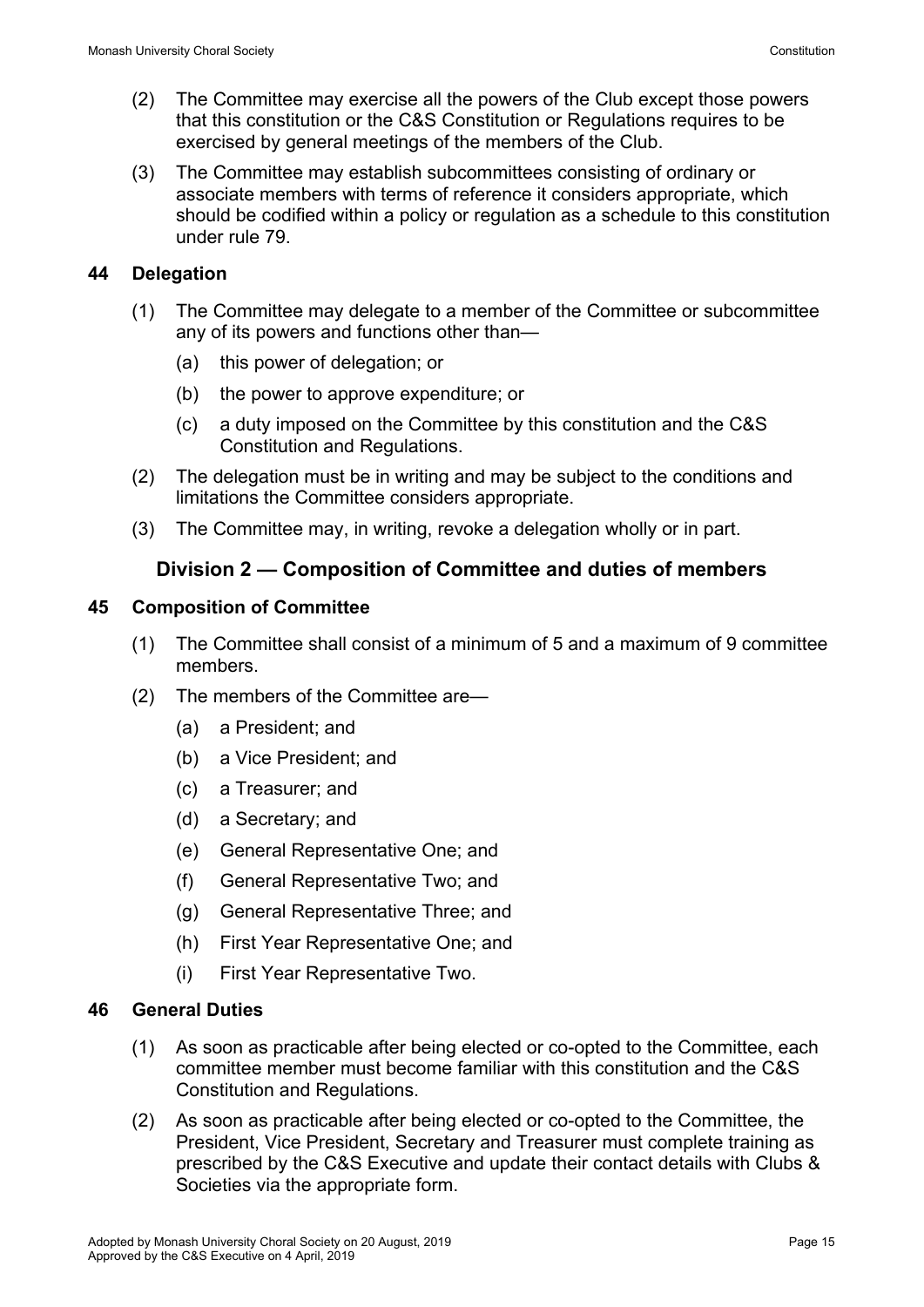(2) The Committee may exercise all the powers of the Club except those powers that this constitution or the C&S Constitution or Regulations requires to be exercised by general meetings of the members of the Club.

(3) The Committee may establish subcommittees consisting of ordinary or associate members with terms of reference it considers appropriate, which should be codified within a policy or regulation as a schedule to this constitution under rule 79.

### 44 Delegation

(1) The Committee may delegate to a member of the Committee or subcommittee any of its powers and functions other than—

- (a) this power of delegation; or
- (b) the power to approve expenditure; or
- (c) a duty imposed on the Committee by this constitution and the C&S Constitution and Regulations.

(2) The delegation must be in writing and may be subject to the conditions and limitations the Committee considers appropriate.

(3) The Committee may, in writing, revoke a delegation wholly or in part.

## Division 2 — Composition of Committee and duties of members

### 45 Composition of Committee

(1) The Committee shall consist of a minimum of 5 and a maximum of 9 committee members.

(2) The members of the Committee are—

- (a) a President; and
- (b) a Vice President; and
- (c) a Treasurer; and
- (d) a Secretary; and
- (e) General Representative One; and
- (f) General Representative Two; and
- (g) General Representative Three; and
- (h) First Year Representative One; and
- (i) First Year Representative Two.

### 46 General Duties

(1) As soon as practicable after being elected or co-opted to the Committee, each committee member must become familiar with this constitution and the C&S Constitution and Regulations.

(2) As soon as practicable after being elected or co-opted to the Committee, the President, Vice President, Secretary and Treasurer must complete training as prescribed by the C&S Executive and update their contact details with Clubs & Societies via the appropriate form.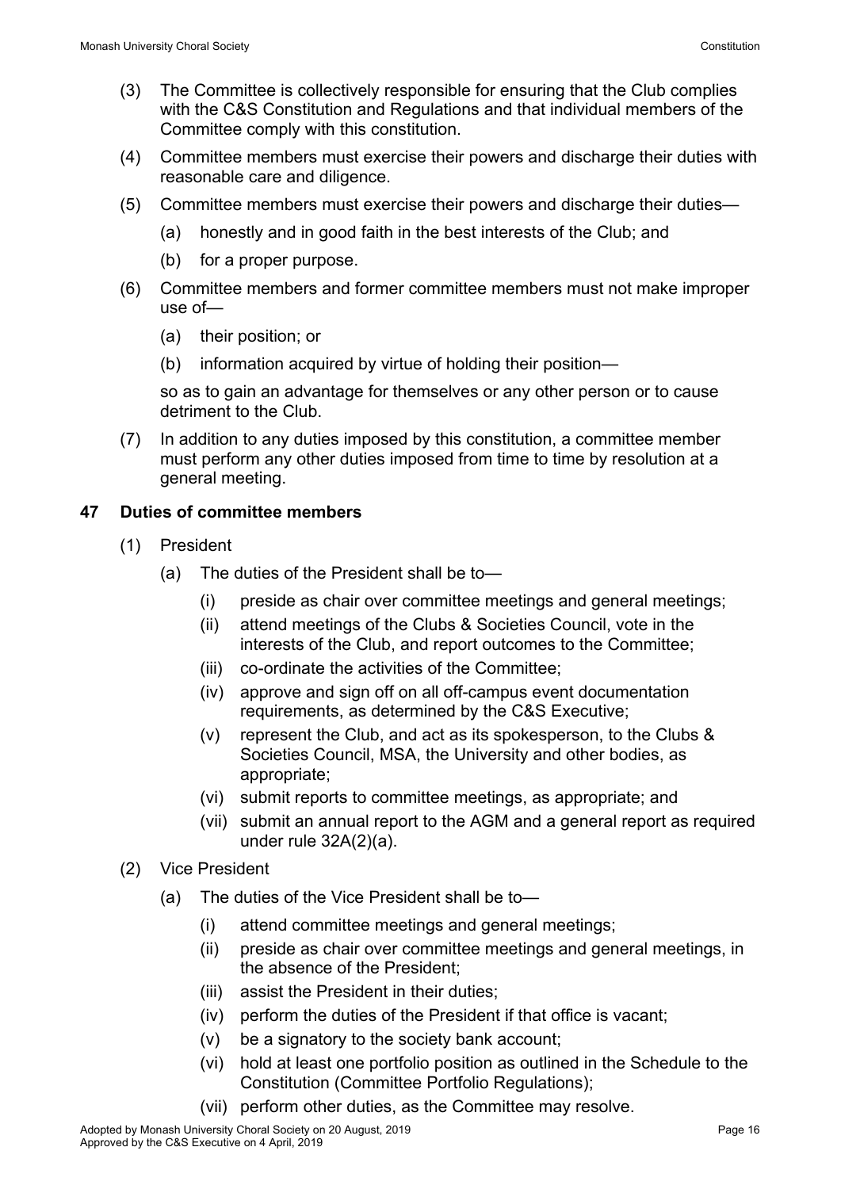(3) The Committee is collectively responsible for ensuring that the Club complies with the C&S Constitution and Regulations and that individual members of the Committee comply with this constitution.

(4) Committee members must exercise their powers and discharge their duties with reasonable care and diligence.

(5) Committee members must exercise their powers and discharge their duties—

- (a) honestly and in good faith in the best interests of the Club; and
- (b) for a proper purpose.

(6) Committee members and former committee members must not make improper use of—

- (a) their position; or
- (b) information acquired by virtue of holding their position—

so as to gain an advantage for themselves or any other person or to cause detriment to the Club.

(7) In addition to any duties imposed by this constitution, a committee member must perform any other duties imposed from time to time by resolution at a general meeting.

## 47 Duties of committee members

(1) President

- (a) The duties of the President shall be to—
  - (i) preside as chair over committee meetings and general meetings;
  - (ii) attend meetings of the Clubs & Societies Council, vote in the interests of the Club, and report outcomes to the Committee;
  - (iii) co-ordinate the activities of the Committee;
  - (iv) approve and sign off on all off-campus event documentation requirements, as determined by the C&S Executive;
  - (v) represent the Club, and act as its spokesperson, to the Clubs & Societies Council, MSA, the University and other bodies, as appropriate;
  - (vi) submit reports to committee meetings, as appropriate; and
  - (vii) submit an annual report to the AGM and a general report as required under rule 32A(2)(a).

(2) Vice President

- (a) The duties of the Vice President shall be to—
  - (i) attend committee meetings and general meetings;
  - (ii) preside as chair over committee meetings and general meetings, in the absence of the President;
  - (iii) assist the President in their duties;
  - (iv) perform the duties of the President if that office is vacant;
  - (v) be a signatory to the society bank account;
  - (vi) hold at least one portfolio position as outlined in the Schedule to the Constitution (Committee Portfolio Regulations);
  - (vii) perform other duties, as the Committee may resolve.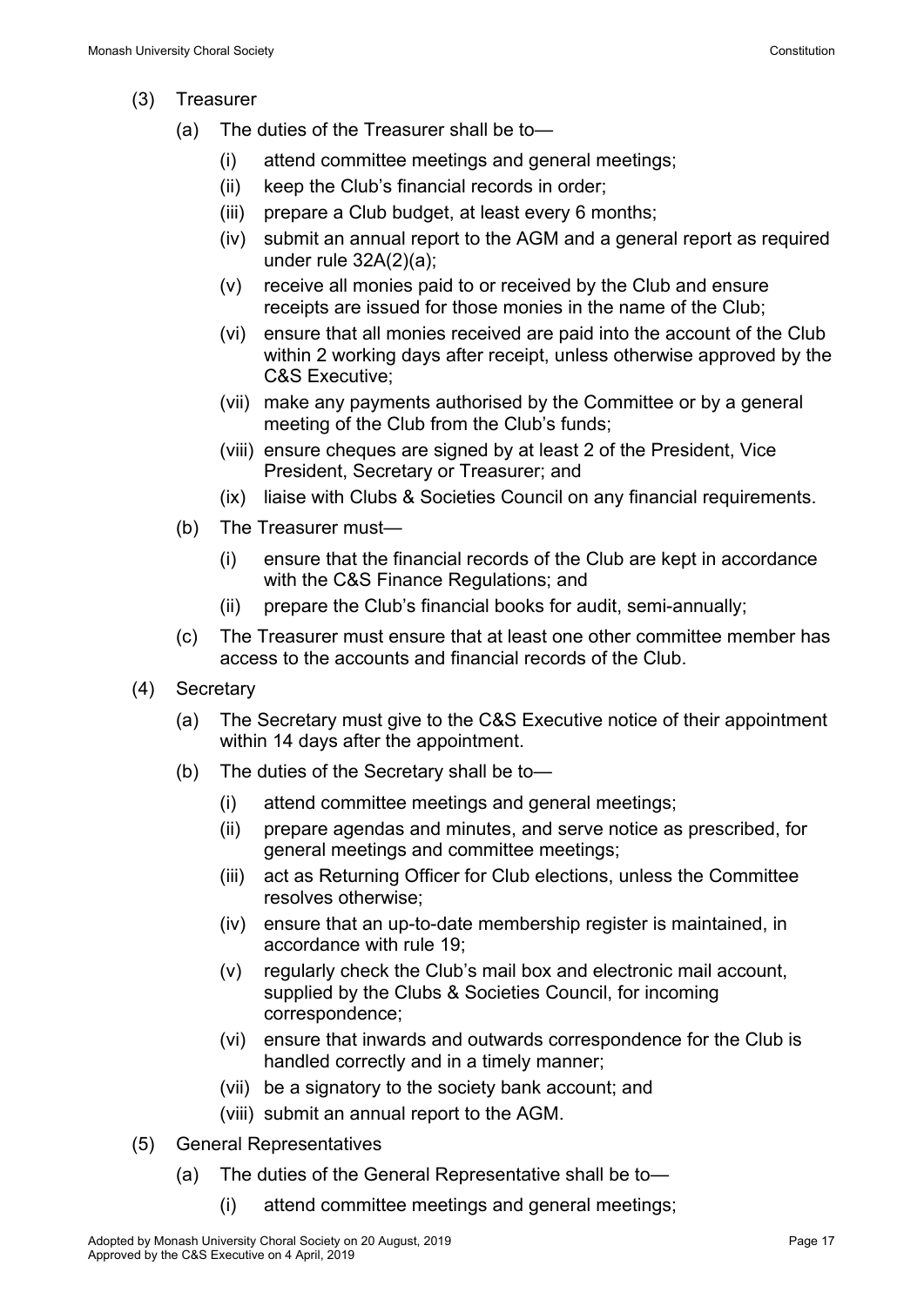(3) Treasurer

(a) The duties of the Treasurer shall be to—

(i) attend committee meetings and general meetings;

(ii) keep the Club's financial records in order;

(iii) prepare a Club budget, at least every 6 months;

(iv) submit an annual report to the AGM and a general report as required under rule 32A(2)(a);

(v) receive all monies paid to or received by the Club and ensure receipts are issued for those monies in the name of the Club;

(vi) ensure that all monies received are paid into the account of the Club within 2 working days after receipt, unless otherwise approved by the C&S Executive;

(vii) make any payments authorised by the Committee or by a general meeting of the Club from the Club's funds;

(viii) ensure cheques are signed by at least 2 of the President, Vice President, Secretary or Treasurer; and

(ix) liaise with Clubs & Societies Council on any financial requirements.

(b) The Treasurer must—

(i) ensure that the financial records of the Club are kept in accordance with the C&S Finance Regulations; and

(ii) prepare the Club's financial books for audit, semi-annually;

(c) The Treasurer must ensure that at least one other committee member has access to the accounts and financial records of the Club.

(4) Secretary

(a) The Secretary must give to the C&S Executive notice of their appointment within 14 days after the appointment.

(b) The duties of the Secretary shall be to—

(i) attend committee meetings and general meetings;

(ii) prepare agendas and minutes, and serve notice as prescribed, for general meetings and committee meetings;

(iii) act as Returning Officer for Club elections, unless the Committee resolves otherwise;

(iv) ensure that an up-to-date membership register is maintained, in accordance with rule 19;

(v) regularly check the Club's mail box and electronic mail account, supplied by the Clubs & Societies Council, for incoming correspondence;

(vi) ensure that inwards and outwards correspondence for the Club is handled correctly and in a timely manner;

(vii) be a signatory to the society bank account; and

(viii) submit an annual report to the AGM.

(5) General Representatives

(a) The duties of the General Representative shall be to—

(i) attend committee meetings and general meetings;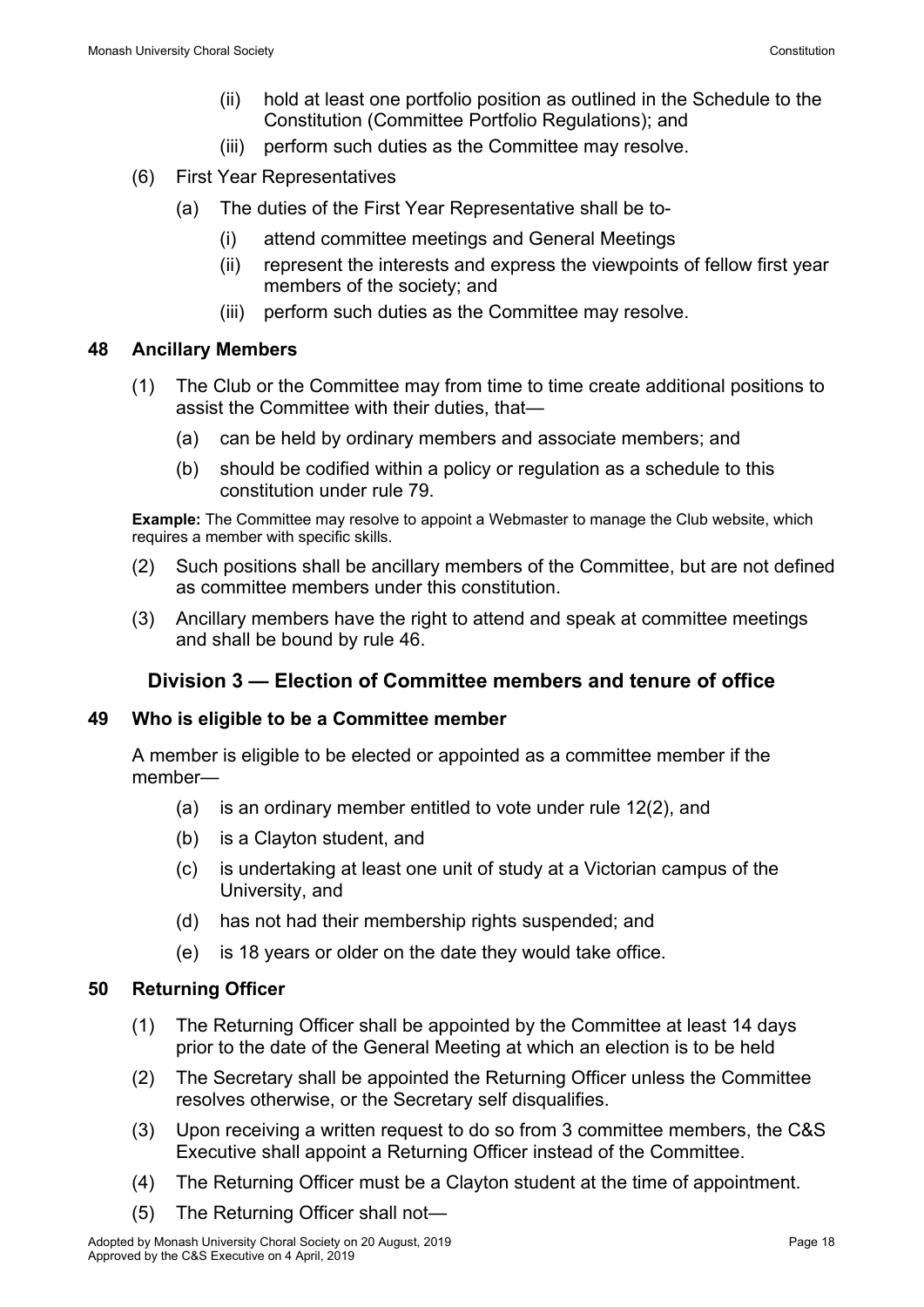(ii) hold at least one portfolio position as outlined in the Schedule to the Constitution (Committee Portfolio Regulations); and

(iii) perform such duties as the Committee may resolve.

(6) First Year Representatives

(a) The duties of the First Year Representative shall be to-

(i) attend committee meetings and General Meetings

(ii) represent the interests and express the viewpoints of fellow first year members of the society; and

(iii) perform such duties as the Committee may resolve.

### 48 Ancillary Members

(1) The Club or the Committee may from time to time create additional positions to assist the Committee with their duties, that—

(a) can be held by ordinary members and associate members; and

(b) should be codified within a policy or regulation as a schedule to this constitution under rule 79.

**Example:** The Committee may resolve to appoint a Webmaster to manage the Club website, which requires a member with specific skills.

(2) Such positions shall be ancillary members of the Committee, but are not defined as committee members under this constitution.

(3) Ancillary members have the right to attend and speak at committee meetings and shall be bound by rule 46.

## Division 3 — Election of Committee members and tenure of office

### 49 Who is eligible to be a Committee member

A member is eligible to be elected or appointed as a committee member if the member—

(a) is an ordinary member entitled to vote under rule 12(2), and

(b) is a Clayton student, and

(c) is undertaking at least one unit of study at a Victorian campus of the University, and

(d) has not had their membership rights suspended; and

(e) is 18 years or older on the date they would take office.

### 50 Returning Officer

(1) The Returning Officer shall be appointed by the Committee at least 14 days prior to the date of the General Meeting at which an election is to be held

(2) The Secretary shall be appointed the Returning Officer unless the Committee resolves otherwise, or the Secretary self disqualifies.

(3) Upon receiving a written request to do so from 3 committee members, the C&S Executive shall appoint a Returning Officer instead of the Committee.

(4) The Returning Officer must be a Clayton student at the time of appointment.

(5) The Returning Officer shall not—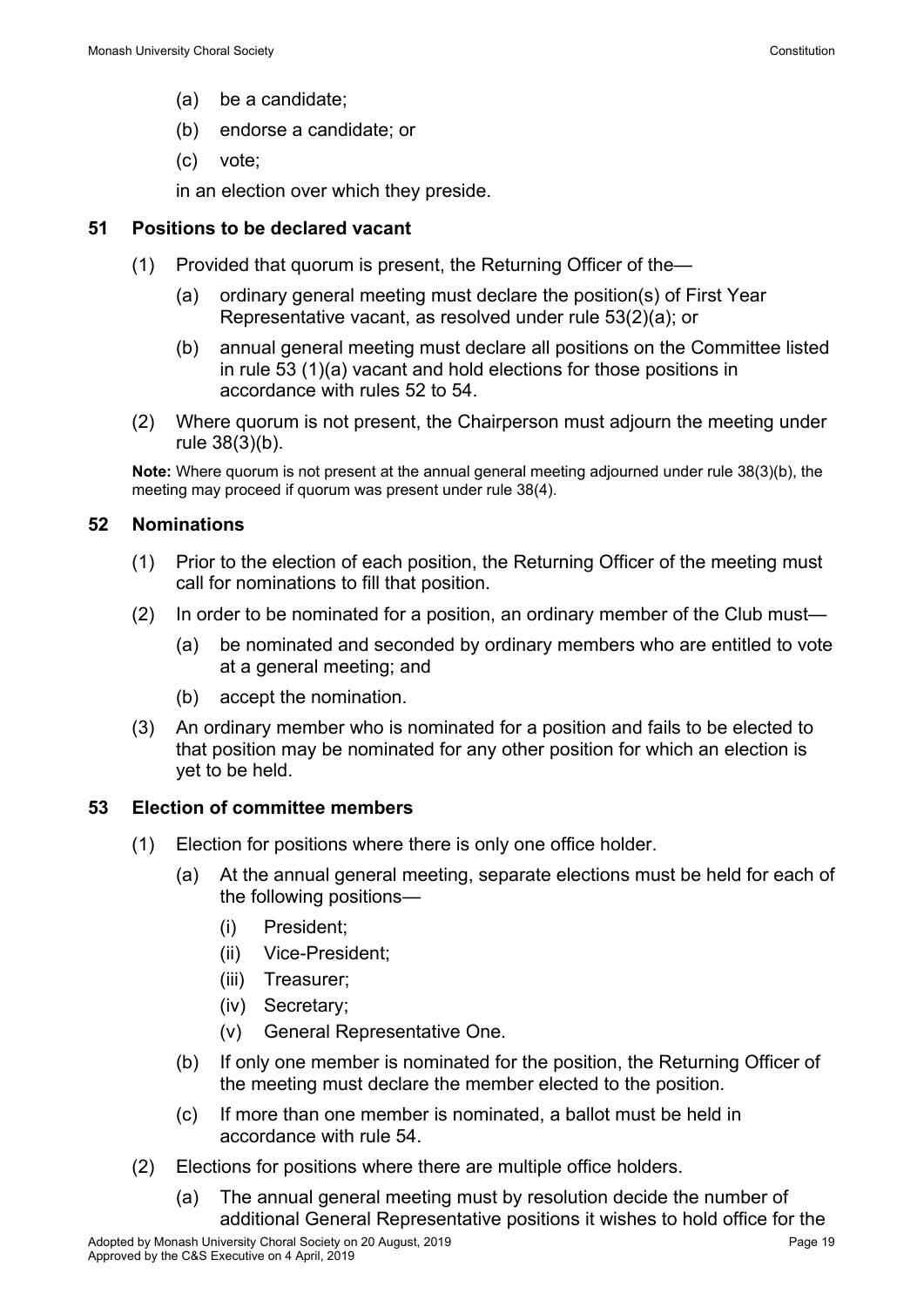(a) be a candidate;

(b) endorse a candidate; or

(c) vote;

in an election over which they preside.

## 51 Positions to be declared vacant

(1) Provided that quorum is present, the Returning Officer of the—

(a) ordinary general meeting must declare the position(s) of First Year Representative vacant, as resolved under rule 53(2)(a); or

(b) annual general meeting must declare all positions on the Committee listed in rule 53 (1)(a) vacant and hold elections for those positions in accordance with rules 52 to 54.

(2) Where quorum is not present, the Chairperson must adjourn the meeting under rule 38(3)(b).

**Note:** Where quorum is not present at the annual general meeting adjourned under rule 38(3)(b), the meeting may proceed if quorum was present under rule 38(4).

## 52 Nominations

(1) Prior to the election of each position, the Returning Officer of the meeting must call for nominations to fill that position.

(2) In order to be nominated for a position, an ordinary member of the Club must—

(a) be nominated and seconded by ordinary members who are entitled to vote at a general meeting; and

(b) accept the nomination.

(3) An ordinary member who is nominated for a position and fails to be elected to that position may be nominated for any other position for which an election is yet to be held.

## 53 Election of committee members

(1) Election for positions where there is only one office holder.

(a) At the annual general meeting, separate elections must be held for each of the following positions—

(i) President;

(ii) Vice-President;

(iii) Treasurer;

(iv) Secretary;

(v) General Representative One.

(b) If only one member is nominated for the position, the Returning Officer of the meeting must declare the member elected to the position.

(c) If more than one member is nominated, a ballot must be held in accordance with rule 54.

(2) Elections for positions where there are multiple office holders.

(a) The annual general meeting must by resolution decide the number of additional General Representative positions it wishes to hold office for the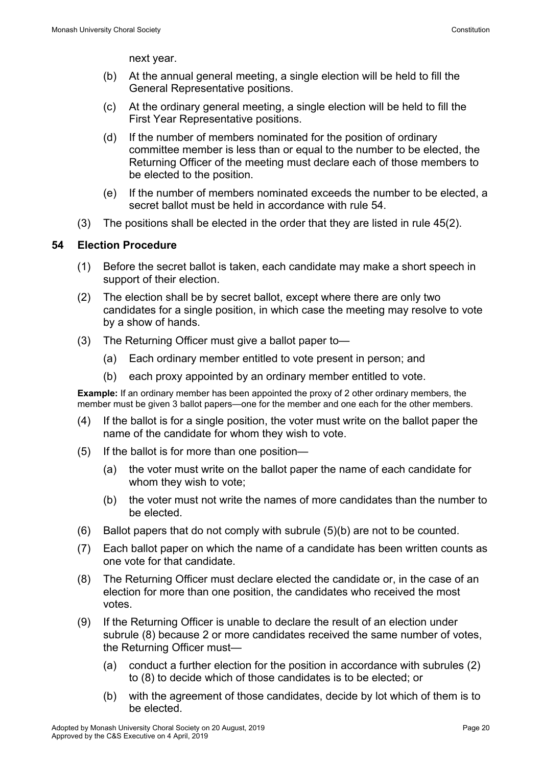next year.

- (b) At the annual general meeting, a single election will be held to fill the General Representative positions.
- (c) At the ordinary general meeting, a single election will be held to fill the First Year Representative positions.
- (d) If the number of members nominated for the position of ordinary committee member is less than or equal to the number to be elected, the Returning Officer of the meeting must declare each of those members to be elected to the position.
- (e) If the number of members nominated exceeds the number to be elected, a secret ballot must be held in accordance with rule 54.

(3) The positions shall be elected in the order that they are listed in rule 45(2).

### 54 Election Procedure

(1) Before the secret ballot is taken, each candidate may make a short speech in support of their election.

(2) The election shall be by secret ballot, except where there are only two candidates for a single position, in which case the meeting may resolve to vote by a show of hands.

(3) The Returning Officer must give a ballot paper to—

- (a) Each ordinary member entitled to vote present in person; and
- (b) each proxy appointed by an ordinary member entitled to vote.

**Example:** If an ordinary member has been appointed the proxy of 2 other ordinary members, the member must be given 3 ballot papers—one for the member and one each for the other members.

(4) If the ballot is for a single position, the voter must write on the ballot paper the name of the candidate for whom they wish to vote.

(5) If the ballot is for more than one position—

- (a) the voter must write on the ballot paper the name of each candidate for whom they wish to vote;
- (b) the voter must not write the names of more candidates than the number to be elected.

(6) Ballot papers that do not comply with subrule (5)(b) are not to be counted.

(7) Each ballot paper on which the name of a candidate has been written counts as one vote for that candidate.

(8) The Returning Officer must declare elected the candidate or, in the case of an election for more than one position, the candidates who received the most votes.

(9) If the Returning Officer is unable to declare the result of an election under subrule (8) because 2 or more candidates received the same number of votes, the Returning Officer must—

- (a) conduct a further election for the position in accordance with subrules (2) to (8) to decide which of those candidates is to be elected; or
- (b) with the agreement of those candidates, decide by lot which of them is to be elected.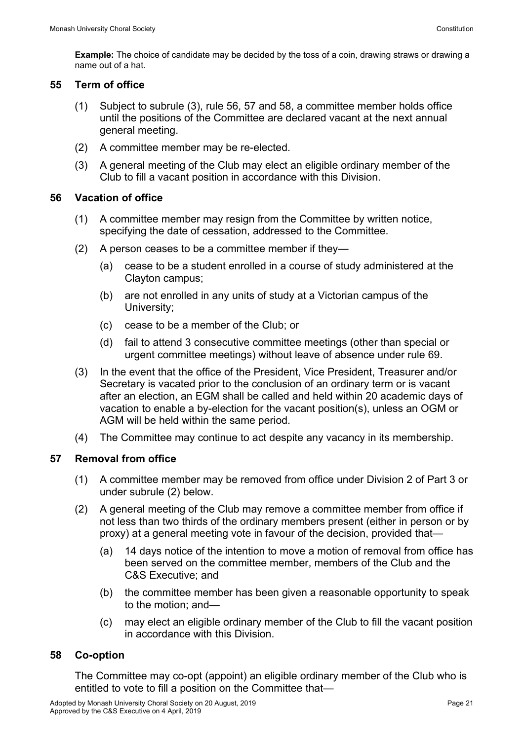**Example:** The choice of candidate may be decided by the toss of a coin, drawing straws or drawing a name out of a hat.

## 55 Term of office

(1) Subject to subrule (3), rule 56, 57 and 58, a committee member holds office until the positions of the Committee are declared vacant at the next annual general meeting.

(2) A committee member may be re-elected.

(3) A general meeting of the Club may elect an eligible ordinary member of the Club to fill a vacant position in accordance with this Division.

## 56 Vacation of office

(1) A committee member may resign from the Committee by written notice, specifying the date of cessation, addressed to the Committee.

(2) A person ceases to be a committee member if they—

(a) cease to be a student enrolled in a course of study administered at the Clayton campus;

(b) are not enrolled in any units of study at a Victorian campus of the University;

(c) cease to be a member of the Club; or

(d) fail to attend 3 consecutive committee meetings (other than special or urgent committee meetings) without leave of absence under rule 69.

(3) In the event that the office of the President, Vice President, Treasurer and/or Secretary is vacated prior to the conclusion of an ordinary term or is vacant after an election, an EGM shall be called and held within 20 academic days of vacation to enable a by-election for the vacant position(s), unless an OGM or AGM will be held within the same period.

(4) The Committee may continue to act despite any vacancy in its membership.

## 57 Removal from office

(1) A committee member may be removed from office under Division 2 of Part 3 or under subrule (2) below.

(2) A general meeting of the Club may remove a committee member from office if not less than two thirds of the ordinary members present (either in person or by proxy) at a general meeting vote in favour of the decision, provided that—

(a) 14 days notice of the intention to move a motion of removal from office has been served on the committee member, members of the Club and the C&S Executive; and

(b) the committee member has been given a reasonable opportunity to speak to the motion; and—

(c) may elect an eligible ordinary member of the Club to fill the vacant position in accordance with this Division.

## 58 Co-option

The Committee may co-opt (appoint) an eligible ordinary member of the Club who is entitled to vote to fill a position on the Committee that—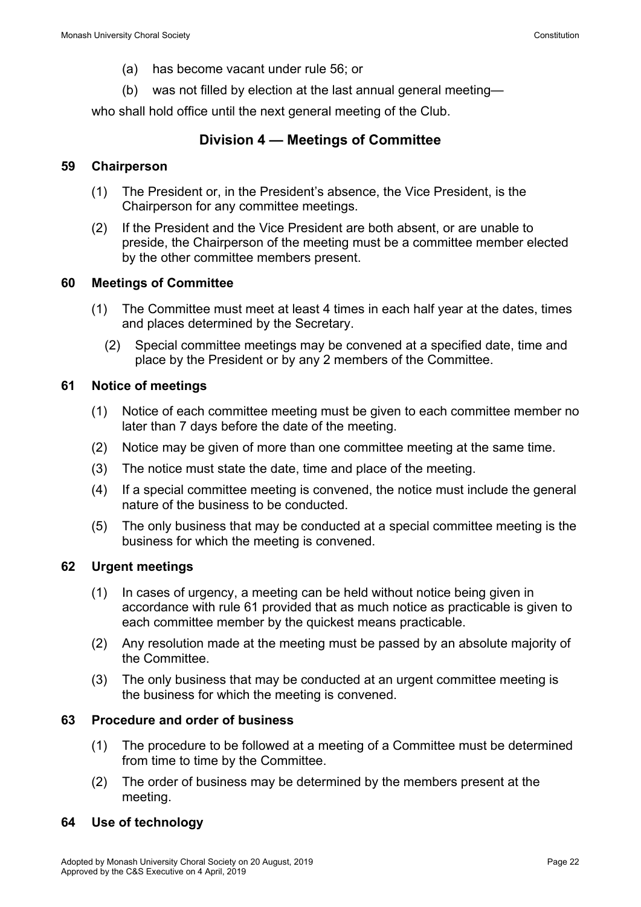(a) has become vacant under rule 56; or

(b) was not filled by election at the last annual general meeting—

who shall hold office until the next general meeting of the Club.

## Division 4 — Meetings of Committee

### 59 Chairperson

(1) The President or, in the President's absence, the Vice President, is the Chairperson for any committee meetings.

(2) If the President and the Vice President are both absent, or are unable to preside, the Chairperson of the meeting must be a committee member elected by the other committee members present.

### 60 Meetings of Committee

(1) The Committee must meet at least 4 times in each half year at the dates, times and places determined by the Secretary.

(2) Special committee meetings may be convened at a specified date, time and place by the President or by any 2 members of the Committee.

### 61 Notice of meetings

(1) Notice of each committee meeting must be given to each committee member no later than 7 days before the date of the meeting.

(2) Notice may be given of more than one committee meeting at the same time.

(3) The notice must state the date, time and place of the meeting.

(4) If a special committee meeting is convened, the notice must include the general nature of the business to be conducted.

(5) The only business that may be conducted at a special committee meeting is the business for which the meeting is convened.

### 62 Urgent meetings

(1) In cases of urgency, a meeting can be held without notice being given in accordance with rule 61 provided that as much notice as practicable is given to each committee member by the quickest means practicable.

(2) Any resolution made at the meeting must be passed by an absolute majority of the Committee.

(3) The only business that may be conducted at an urgent committee meeting is the business for which the meeting is convened.

### 63 Procedure and order of business

(1) The procedure to be followed at a meeting of a Committee must be determined from time to time by the Committee.

(2) The order of business may be determined by the members present at the meeting.

### 64 Use of technology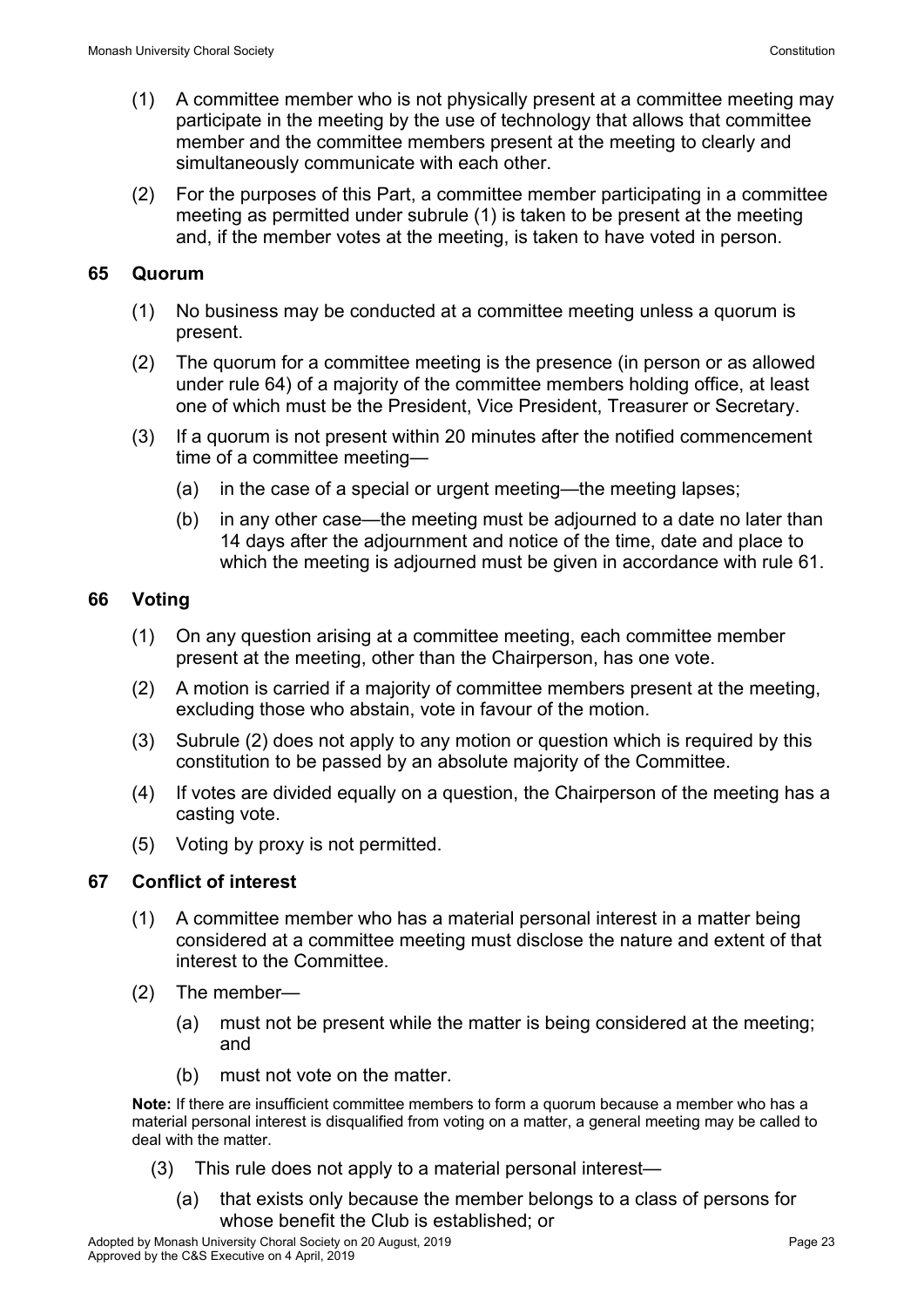(1) A committee member who is not physically present at a committee meeting may participate in the meeting by the use of technology that allows that committee member and the committee members present at the meeting to clearly and simultaneously communicate with each other.

(2) For the purposes of this Part, a committee member participating in a committee meeting as permitted under subrule (1) is taken to be present at the meeting and, if the member votes at the meeting, is taken to have voted in person.

### 65 Quorum

(1) No business may be conducted at a committee meeting unless a quorum is present.

(2) The quorum for a committee meeting is the presence (in person or as allowed under rule 64) of a majority of the committee members holding office, at least one of which must be the President, Vice President, Treasurer or Secretary.

(3) If a quorum is not present within 20 minutes after the notified commencement time of a committee meeting—

- (a) in the case of a special or urgent meeting—the meeting lapses;
- (b) in any other case—the meeting must be adjourned to a date no later than 14 days after the adjournment and notice of the time, date and place to which the meeting is adjourned must be given in accordance with rule 61.

### 66 Voting

(1) On any question arising at a committee meeting, each committee member present at the meeting, other than the Chairperson, has one vote.

(2) A motion is carried if a majority of committee members present at the meeting, excluding those who abstain, vote in favour of the motion.

(3) Subrule (2) does not apply to any motion or question which is required by this constitution to be passed by an absolute majority of the Committee.

(4) If votes are divided equally on a question, the Chairperson of the meeting has a casting vote.

(5) Voting by proxy is not permitted.

### 67 Conflict of interest

(1) A committee member who has a material personal interest in a matter being considered at a committee meeting must disclose the nature and extent of that interest to the Committee.

(2) The member—

- (a) must not be present while the matter is being considered at the meeting; and
- (b) must not vote on the matter.

**Note:** If there are insufficient committee members to form a quorum because a member who has a material personal interest is disqualified from voting on a matter, a general meeting may be called to deal with the matter.

(3) This rule does not apply to a material personal interest—

- (a) that exists only because the member belongs to a class of persons for whose benefit the Club is established; or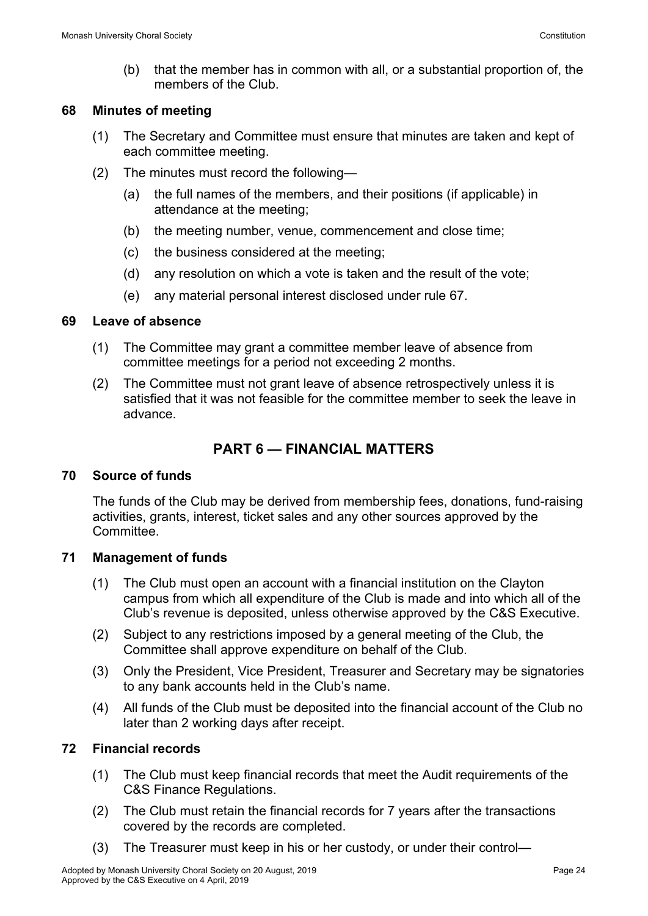(b) that the member has in common with all, or a substantial proportion of, the members of the Club.

### 68 Minutes of meeting

(1) The Secretary and Committee must ensure that minutes are taken and kept of each committee meeting.

(2) The minutes must record the following—

(a) the full names of the members, and their positions (if applicable) in attendance at the meeting;

(b) the meeting number, venue, commencement and close time;

(c) the business considered at the meeting;

(d) any resolution on which a vote is taken and the result of the vote;

(e) any material personal interest disclosed under rule 67.

### 69 Leave of absence

(1) The Committee may grant a committee member leave of absence from committee meetings for a period not exceeding 2 months.

(2) The Committee must not grant leave of absence retrospectively unless it is satisfied that it was not feasible for the committee member to seek the leave in advance.

## PART 6 — FINANCIAL MATTERS

### 70 Source of funds

The funds of the Club may be derived from membership fees, donations, fund-raising activities, grants, interest, ticket sales and any other sources approved by the Committee.

### 71 Management of funds

(1) The Club must open an account with a financial institution on the Clayton campus from which all expenditure of the Club is made and into which all of the Club's revenue is deposited, unless otherwise approved by the C&S Executive.

(2) Subject to any restrictions imposed by a general meeting of the Club, the Committee shall approve expenditure on behalf of the Club.

(3) Only the President, Vice President, Treasurer and Secretary may be signatories to any bank accounts held in the Club's name.

(4) All funds of the Club must be deposited into the financial account of the Club no later than 2 working days after receipt.

### 72 Financial records

(1) The Club must keep financial records that meet the Audit requirements of the C&S Finance Regulations.

(2) The Club must retain the financial records for 7 years after the transactions covered by the records are completed.

(3) The Treasurer must keep in his or her custody, or under their control—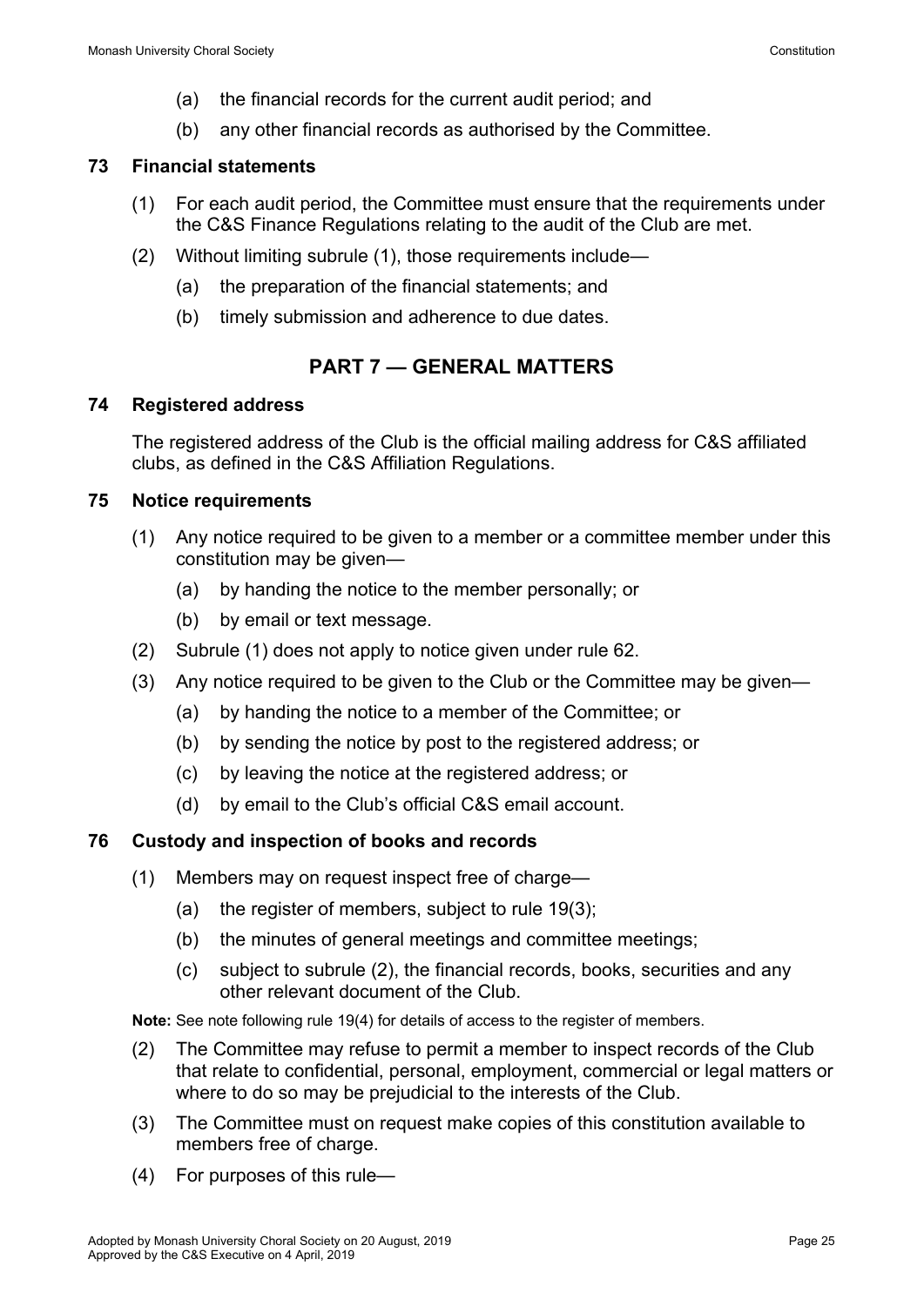(a) the financial records for the current audit period; and

(b) any other financial records as authorised by the Committee.

### 73 Financial statements

(1) For each audit period, the Committee must ensure that the requirements under the C&S Finance Regulations relating to the audit of the Club are met.

(2) Without limiting subrule (1), those requirements include—

(a) the preparation of the financial statements; and

(b) timely submission and adherence to due dates.

## PART 7 — GENERAL MATTERS

### 74 Registered address

The registered address of the Club is the official mailing address for C&S affiliated clubs, as defined in the C&S Affiliation Regulations.

### 75 Notice requirements

(1) Any notice required to be given to a member or a committee member under this constitution may be given—

(a) by handing the notice to the member personally; or

(b) by email or text message.

(2) Subrule (1) does not apply to notice given under rule 62.

(3) Any notice required to be given to the Club or the Committee may be given—

(a) by handing the notice to a member of the Committee; or

(b) by sending the notice by post to the registered address; or

(c) by leaving the notice at the registered address; or

(d) by email to the Club's official C&S email account.

### 76 Custody and inspection of books and records

(1) Members may on request inspect free of charge—

(a) the register of members, subject to rule 19(3);

(b) the minutes of general meetings and committee meetings;

(c) subject to subrule (2), the financial records, books, securities and any other relevant document of the Club.

**Note:** See note following rule 19(4) for details of access to the register of members.

(2) The Committee may refuse to permit a member to inspect records of the Club that relate to confidential, personal, employment, commercial or legal matters or where to do so may be prejudicial to the interests of the Club.

(3) The Committee must on request make copies of this constitution available to members free of charge.

(4) For purposes of this rule—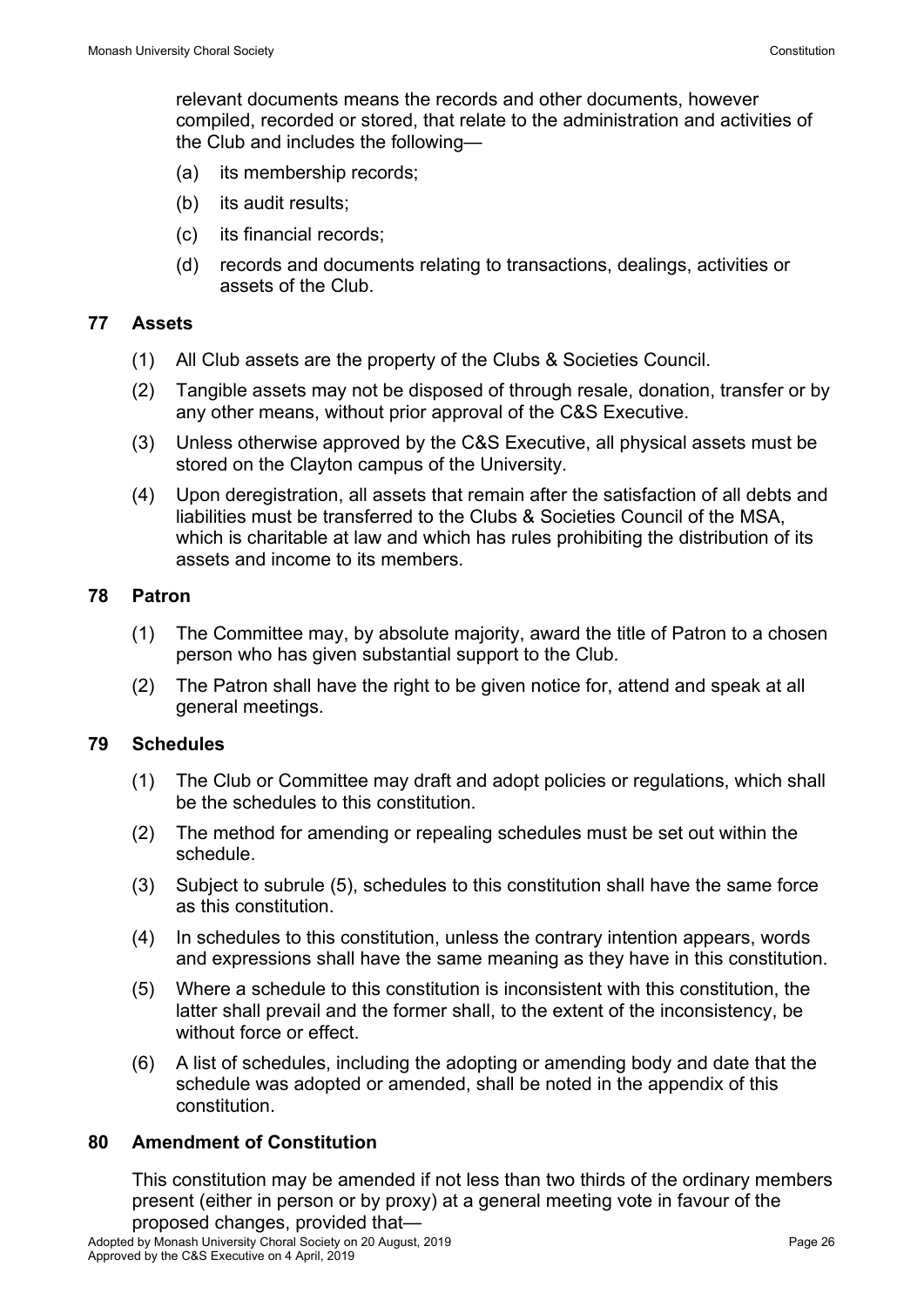relevant documents means the records and other documents, however compiled, recorded or stored, that relate to the administration and activities of the Club and includes the following—

(a) its membership records;

(b) its audit results;

(c) its financial records;

(d) records and documents relating to transactions, dealings, activities or assets of the Club.

## 77 Assets

(1) All Club assets are the property of the Clubs & Societies Council.

(2) Tangible assets may not be disposed of through resale, donation, transfer or by any other means, without prior approval of the C&S Executive.

(3) Unless otherwise approved by the C&S Executive, all physical assets must be stored on the Clayton campus of the University.

(4) Upon deregistration, all assets that remain after the satisfaction of all debts and liabilities must be transferred to the Clubs & Societies Council of the MSA, which is charitable at law and which has rules prohibiting the distribution of its assets and income to its members.

## 78 Patron

(1) The Committee may, by absolute majority, award the title of Patron to a chosen person who has given substantial support to the Club.

(2) The Patron shall have the right to be given notice for, attend and speak at all general meetings.

## 79 Schedules

(1) The Club or Committee may draft and adopt policies or regulations, which shall be the schedules to this constitution.

(2) The method for amending or repealing schedules must be set out within the schedule.

(3) Subject to subrule (5), schedules to this constitution shall have the same force as this constitution.

(4) In schedules to this constitution, unless the contrary intention appears, words and expressions shall have the same meaning as they have in this constitution.

(5) Where a schedule to this constitution is inconsistent with this constitution, the latter shall prevail and the former shall, to the extent of the inconsistency, be without force or effect.

(6) A list of schedules, including the adopting or amending body and date that the schedule was adopted or amended, shall be noted in the appendix of this constitution.

## 80 Amendment of Constitution

This constitution may be amended if not less than two thirds of the ordinary members present (either in person or by proxy) at a general meeting vote in favour of the proposed changes, provided that—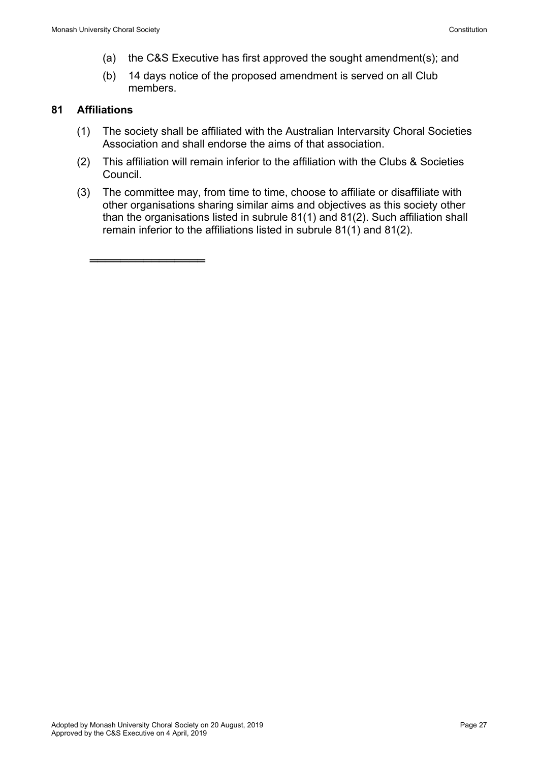(a) the C&S Executive has first approved the sought amendment(s); and

(b) 14 days notice of the proposed amendment is served on all Club members.

## 81 Affiliations

(1) The society shall be affiliated with the Australian Intervarsity Choral Societies Association and shall endorse the aims of that association.

(2) This affiliation will remain inferior to the affiliation with the Clubs & Societies Council.

(3) The committee may, from time to time, choose to affiliate or disaffiliate with other organisations sharing similar aims and objectives as this society other than the organisations listed in subrule 81(1) and 81(2). Such affiliation shall remain inferior to the affiliations listed in subrule 81(1) and 81(2).

Adopted by Monash University Choral Society on 20 August, 2019
Approved by the C&S Executive on 4 April, 2019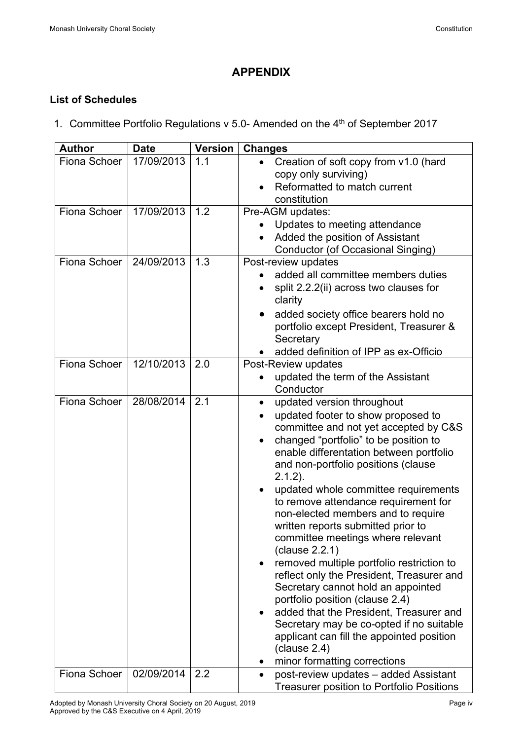# APPENDIX

### List of Schedules

1. Committee Portfolio Regulations v 5.0- Amended on the 4th of September 2017

| Author | Date | Version | Changes |
|---|---|---|---|
| Fiona Schoer | 17/09/2013 | 1.1 | • Creation of soft copy from v1.0 (hard copy only surviving)<br>• Reformatted to match current constitution |
| Fiona Schoer | 17/09/2013 | 1.2 | Pre-AGM updates:<br>• Updates to meeting attendance<br>• Added the position of Assistant Conductor (of Occasional Singing) |
| Fiona Schoer | 24/09/2013 | 1.3 | Post-review updates<br>• added all committee members duties<br>• split 2.2.2(ii) across two clauses for clarity<br>• added society office bearers hold no portfolio except President, Treasurer & Secretary<br>• added definition of IPP as ex-Officio |
| Fiona Schoer | 12/10/2013 | 2.0 | Post-Review updates<br>• updated the term of the Assistant Conductor |
| Fiona Schoer | 28/08/2014 | 2.1 | • updated version throughout<br>• updated footer to show proposed to committee and not yet accepted by C&S<br>• changed "portfolio" to be position to enable differentation between portfolio and non-portfolio positions (clause 2.1.2).<br>• updated whole committee requirements to remove attendance requirement for non-elected members and to require written reports submitted prior to committee meetings where relevant (clause 2.2.1)<br>• removed multiple portfolio restriction to reflect only the President, Treasurer and Secretary cannot hold an appointed portfolio position (clause 2.4)<br>• added that the President, Treasurer and Secretary may be co-opted if no suitable applicant can fill the appointed position (clause 2.4)<br>• minor formatting corrections |
| Fiona Schoer | 02/09/2014 | 2.2 | • post-review updates – added Assistant Treasurer position to Portfolio Positions |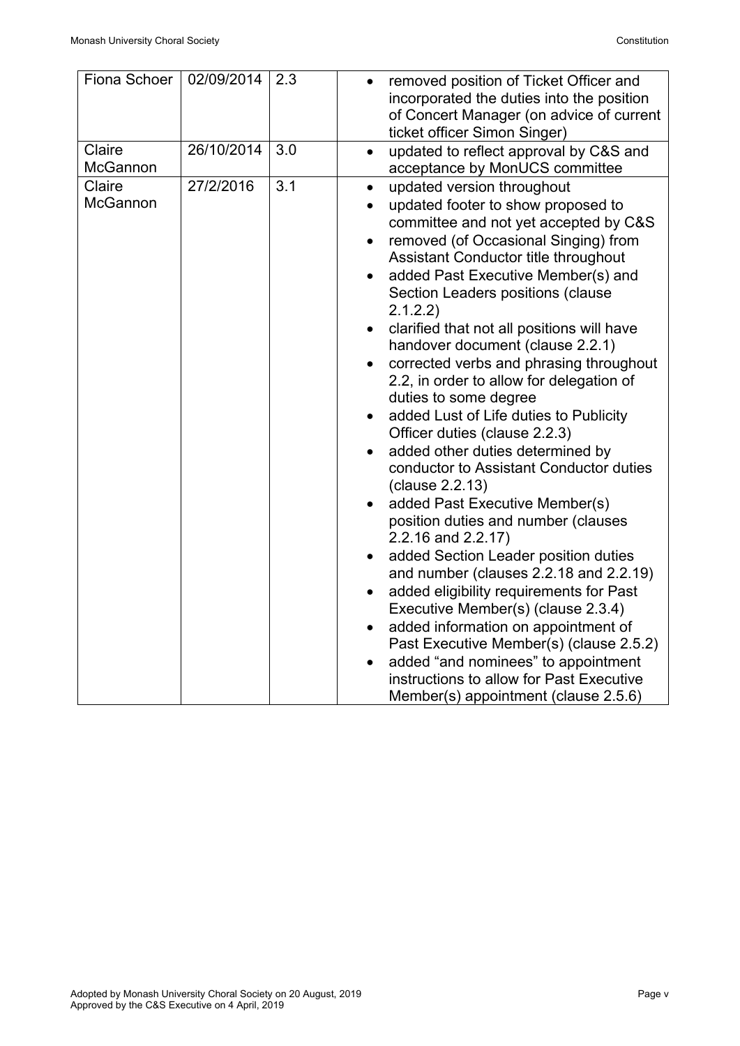| Fiona Schoer | 02/09/2014 | 2.3 | • removed position of Ticket Officer and incorporated the duties into the position of Concert Manager (on advice of current ticket officer Simon Singer) |
|---|---|---|---|
| Claire McGannon | 26/10/2014 | 3.0 | • updated to reflect approval by C&S and acceptance by MonUCS committee |
| Claire McGannon | 27/2/2016 | 3.1 | • updated version throughout<br>• updated footer to show proposed to committee and not yet accepted by C&S<br>• removed (of Occasional Singing) from Assistant Conductor title throughout<br>• added Past Executive Member(s) and Section Leaders positions (clause 2.1.2.2)<br>• clarified that not all positions will have handover document (clause 2.2.1)<br>• corrected verbs and phrasing throughout 2.2, in order to allow for delegation of duties to some degree<br>• added Lust of Life duties to Publicity Officer duties (clause 2.2.3)<br>• added other duties determined by conductor to Assistant Conductor duties (clause 2.2.13)<br>• added Past Executive Member(s) position duties and number (clauses 2.2.16 and 2.2.17)<br>• added Section Leader position duties and number (clauses 2.2.18 and 2.2.19)<br>• added eligibility requirements for Past Executive Member(s) (clause 2.3.4)<br>• added information on appointment of Past Executive Member(s) (clause 2.5.2)<br>• added "and nominees" to appointment instructions to allow for Past Executive Member(s) appointment (clause 2.5.6) |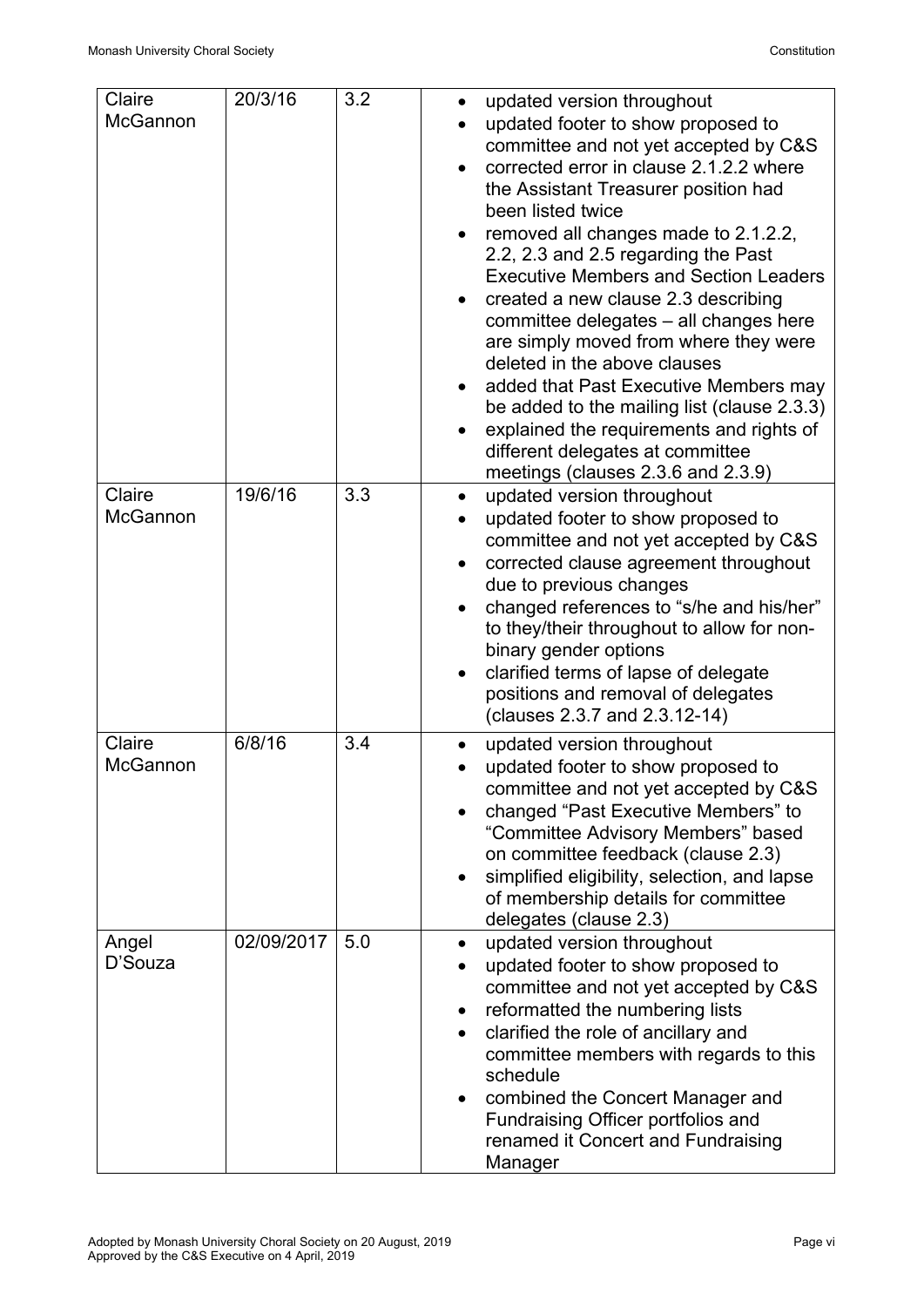| | | | |
|---|---|---|---|
| Claire McGannon | 20/3/16 | 3.2 | • updated version throughout<br>• updated footer to show proposed to committee and not yet accepted by C&S<br>• corrected error in clause 2.1.2.2 where the Assistant Treasurer position had been listed twice<br>• removed all changes made to 2.1.2.2, 2.2, 2.3 and 2.5 regarding the Past Executive Members and Section Leaders<br>• created a new clause 2.3 describing committee delegates – all changes here are simply moved from where they were deleted in the above clauses<br>• added that Past Executive Members may be added to the mailing list (clause 2.3.3)<br>• explained the requirements and rights of different delegates at committee meetings (clauses 2.3.6 and 2.3.9) |
| Claire McGannon | 19/6/16 | 3.3 | • updated version throughout<br>• updated footer to show proposed to committee and not yet accepted by C&S<br>• corrected clause agreement throughout due to previous changes<br>• changed references to "s/he and his/her" to they/their throughout to allow for non-binary gender options<br>• clarified terms of lapse of delegate positions and removal of delegates (clauses 2.3.7 and 2.3.12-14) |
| Claire McGannon | 6/8/16 | 3.4 | • updated version throughout<br>• updated footer to show proposed to committee and not yet accepted by C&S<br>• changed "Past Executive Members" to "Committee Advisory Members" based on committee feedback (clause 2.3)<br>• simplified eligibility, selection, and lapse of membership details for committee delegates (clause 2.3) |
| Angel D'Souza | 02/09/2017 | 5.0 | • updated version throughout<br>• updated footer to show proposed to committee and not yet accepted by C&S<br>• reformatted the numbering lists<br>• clarified the role of ancillary and committee members with regards to this schedule<br>• combined the Concert Manager and Fundraising Officer portfolios and renamed it Concert and Fundraising Manager |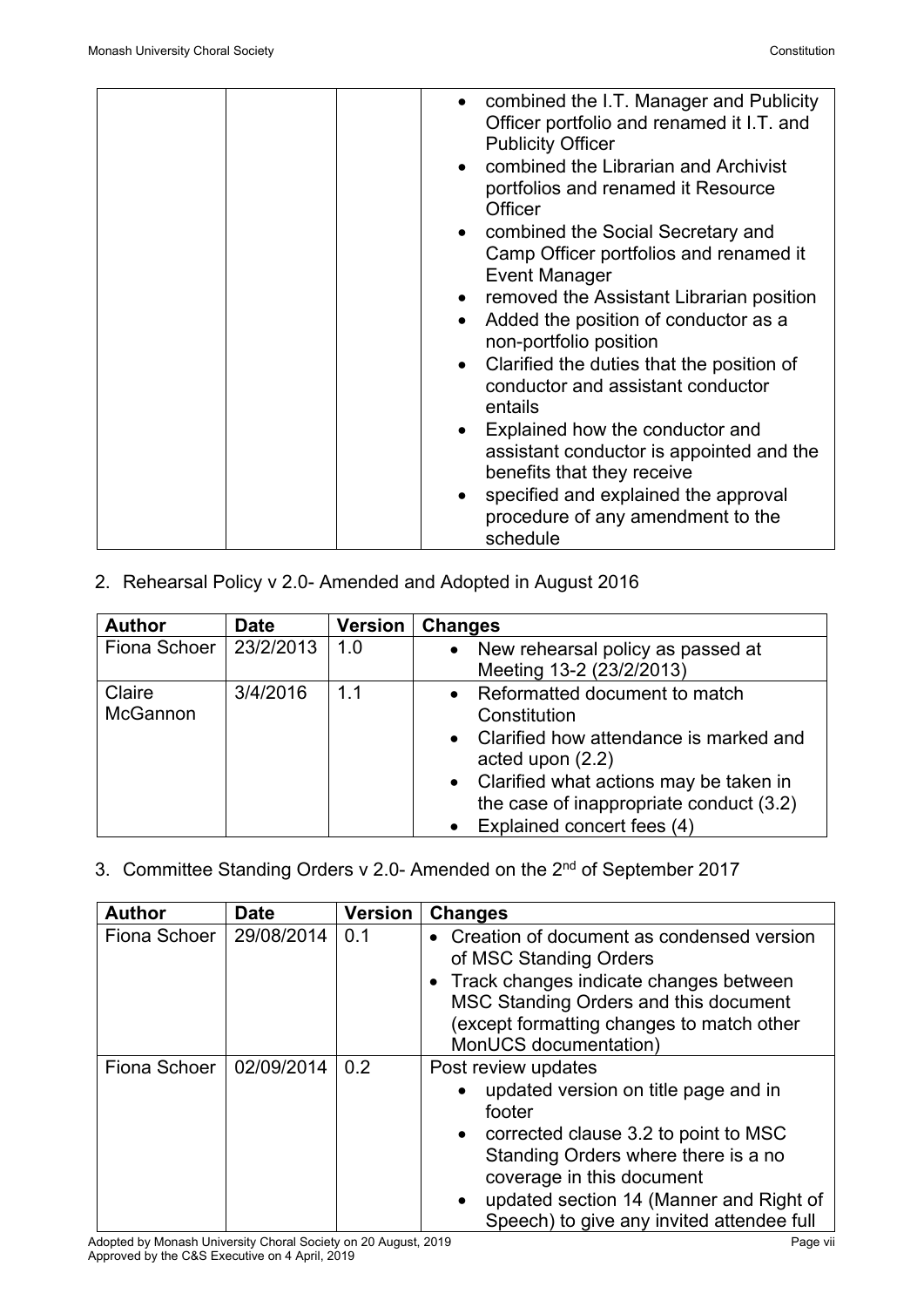| | | | • combined the I.T. Manager and Publicity Officer portfolio and renamed it I.T. and Publicity Officer<br>• combined the Librarian and Archivist portfolios and renamed it Resource Officer<br>• combined the Social Secretary and Camp Officer portfolios and renamed it Event Manager<br>• removed the Assistant Librarian position<br>• Added the position of conductor as a non-portfolio position<br>• Clarified the duties that the position of conductor and assistant conductor entails<br>• Explained how the conductor and assistant conductor is appointed and the benefits that they receive<br>• specified and explained the approval procedure of any amendment to the schedule |
|---|---|---|---|

2. Rehearsal Policy v 2.0- Amended and Adopted in August 2016

| Author | Date | Version | Changes |
|---|---|---|---|
| Fiona Schoer | 23/2/2013 | 1.0 | • New rehearsal policy as passed at Meeting 13-2 (23/2/2013) |
| Claire McGannon | 3/4/2016 | 1.1 | • Reformatted document to match Constitution<br>• Clarified how attendance is marked and acted upon (2.2)<br>• Clarified what actions may be taken in the case of inappropriate conduct (3.2)<br>• Explained concert fees (4) |

3. Committee Standing Orders v 2.0- Amended on the 2nd of September 2017

| Author | Date | Version | Changes |
|---|---|---|---|
| Fiona Schoer | 29/08/2014 | 0.1 | • Creation of document as condensed version of MSC Standing Orders<br>• Track changes indicate changes between MSC Standing Orders and this document (except formatting changes to match other MonUCS documentation) |
| Fiona Schoer | 02/09/2014 | 0.2 | Post review updates<br>• updated version on title page and in footer<br>• corrected clause 3.2 to point to MSC Standing Orders where there is a no coverage in this document<br>• updated section 14 (Manner and Right of Speech) to give any invited attendee full |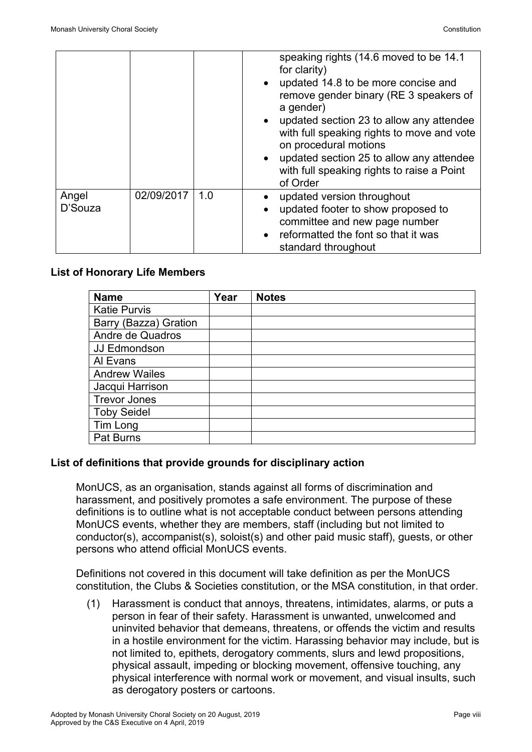|  |  |  | speaking rights (14.6 moved to be 14.1 for clarity)<br>• updated 14.8 to be more concise and remove gender binary (RE 3 speakers of a gender)<br>• updated section 23 to allow any attendee with full speaking rights to move and vote on procedural motions<br>• updated section 25 to allow any attendee with full speaking rights to raise a Point of Order |
|---|---|---|---|
| Angel D'Souza | 02/09/2017 | 1.0 | • updated version throughout<br>• updated footer to show proposed to committee and new page number<br>• reformatted the font so that it was standard throughout |

**List of Honorary Life Members**

| Name | Year | Notes |
|---|---|---|
| Katie Purvis | | |
| Barry (Bazza) Gration | | |
| Andre de Quadros | | |
| JJ Edmondson | | |
| Al Evans | | |
| Andrew Wailes | | |
| Jacqui Harrison | | |
| Trevor Jones | | |
| Toby Seidel | | |
| Tim Long | | |
| Pat Burns | | |

**List of definitions that provide grounds for disciplinary action**

MonUCS, as an organisation, stands against all forms of discrimination and harassment, and positively promotes a safe environment. The purpose of these definitions is to outline what is not acceptable conduct between persons attending MonUCS events, whether they are members, staff (including but not limited to conductor(s), accompanist(s), soloist(s) and other paid music staff), guests, or other persons who attend official MonUCS events.

Definitions not covered in this document will take definition as per the MonUCS constitution, the Clubs & Societies constitution, or the MSA constitution, in that order.

(1) Harassment is conduct that annoys, threatens, intimidates, alarms, or puts a person in fear of their safety. Harassment is unwanted, unwelcomed and uninvited behavior that demeans, threatens, or offends the victim and results in a hostile environment for the victim. Harassing behavior may include, but is not limited to, epithets, derogatory comments, slurs and lewd propositions, physical assault, impeding or blocking movement, offensive touching, any physical interference with normal work or movement, and visual insults, such as derogatory posters or cartoons.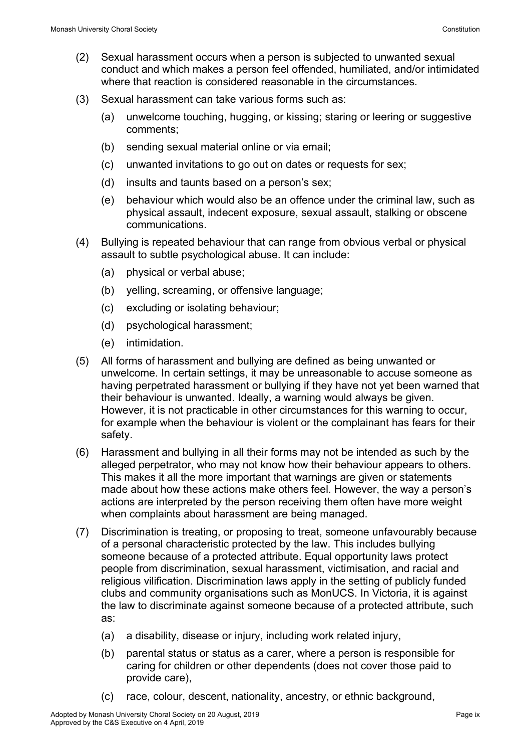(2) Sexual harassment occurs when a person is subjected to unwanted sexual conduct and which makes a person feel offended, humiliated, and/or intimidated where that reaction is considered reasonable in the circumstances.

(3) Sexual harassment can take various forms such as:

  (a) unwelcome touching, hugging, or kissing; staring or leering or suggestive comments;

  (b) sending sexual material online or via email;

  (c) unwanted invitations to go out on dates or requests for sex;

  (d) insults and taunts based on a person's sex;

  (e) behaviour which would also be an offence under the criminal law, such as physical assault, indecent exposure, sexual assault, stalking or obscene communications.

(4) Bullying is repeated behaviour that can range from obvious verbal or physical assault to subtle psychological abuse. It can include:

  (a) physical or verbal abuse;

  (b) yelling, screaming, or offensive language;

  (c) excluding or isolating behaviour;

  (d) psychological harassment;

  (e) intimidation.

(5) All forms of harassment and bullying are defined as being unwanted or unwelcome. In certain settings, it may be unreasonable to accuse someone as having perpetrated harassment or bullying if they have not yet been warned that their behaviour is unwanted. Ideally, a warning would always be given. However, it is not practicable in other circumstances for this warning to occur, for example when the behaviour is violent or the complainant has fears for their safety.

(6) Harassment and bullying in all their forms may not be intended as such by the alleged perpetrator, who may not know how their behaviour appears to others. This makes it all the more important that warnings are given or statements made about how these actions make others feel. However, the way a person's actions are interpreted by the person receiving them often have more weight when complaints about harassment are being managed.

(7) Discrimination is treating, or proposing to treat, someone unfavourably because of a personal characteristic protected by the law. This includes bullying someone because of a protected attribute. Equal opportunity laws protect people from discrimination, sexual harassment, victimisation, and racial and religious vilification. Discrimination laws apply in the setting of publicly funded clubs and community organisations such as MonUCS. In Victoria, it is against the law to discriminate against someone because of a protected attribute, such as:

  (a) a disability, disease or injury, including work related injury,

  (b) parental status or status as a carer, where a person is responsible for caring for children or other dependents (does not cover those paid to provide care),

  (c) race, colour, descent, nationality, ancestry, or ethnic background,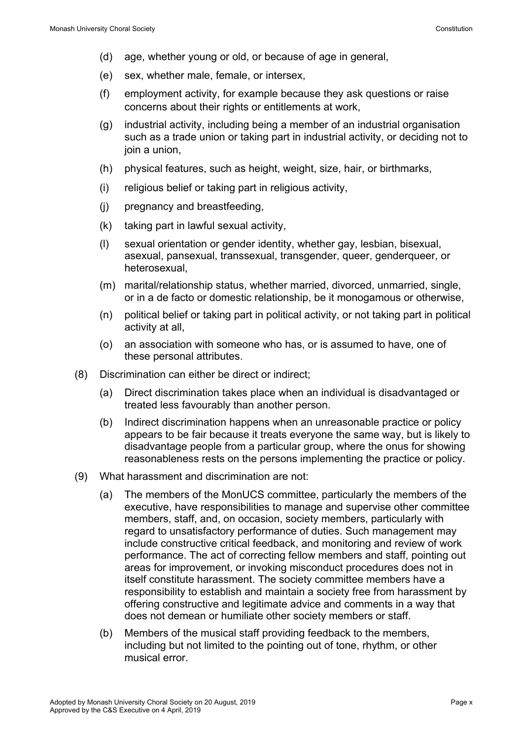(d) age, whether young or old, or because of age in general,

(e) sex, whether male, female, or intersex,

(f) employment activity, for example because they ask questions or raise concerns about their rights or entitlements at work,

(g) industrial activity, including being a member of an industrial organisation such as a trade union or taking part in industrial activity, or deciding not to join a union,

(h) physical features, such as height, weight, size, hair, or birthmarks,

(i) religious belief or taking part in religious activity,

(j) pregnancy and breastfeeding,

(k) taking part in lawful sexual activity,

(l) sexual orientation or gender identity, whether gay, lesbian, bisexual, asexual, pansexual, transsexual, transgender, queer, genderqueer, or heterosexual,

(m) marital/relationship status, whether married, divorced, unmarried, single, or in a de facto or domestic relationship, be it monogamous or otherwise,

(n) political belief or taking part in political activity, or not taking part in political activity at all,

(o) an association with someone who has, or is assumed to have, one of these personal attributes.

(8) Discrimination can either be direct or indirect;

(a) Direct discrimination takes place when an individual is disadvantaged or treated less favourably than another person.

(b) Indirect discrimination happens when an unreasonable practice or policy appears to be fair because it treats everyone the same way, but is likely to disadvantage people from a particular group, where the onus for showing reasonableness rests on the persons implementing the practice or policy.

(9) What harassment and discrimination are not:

(a) The members of the MonUCS committee, particularly the members of the executive, have responsibilities to manage and supervise other committee members, staff, and, on occasion, society members, particularly with regard to unsatisfactory performance of duties. Such management may include constructive critical feedback, and monitoring and review of work performance. The act of correcting fellow members and staff, pointing out areas for improvement, or invoking misconduct procedures does not in itself constitute harassment. The society committee members have a responsibility to establish and maintain a society free from harassment by offering constructive and legitimate advice and comments in a way that does not demean or humiliate other society members or staff.

(b) Members of the musical staff providing feedback to the members, including but not limited to the pointing out of tone, rhythm, or other musical error.